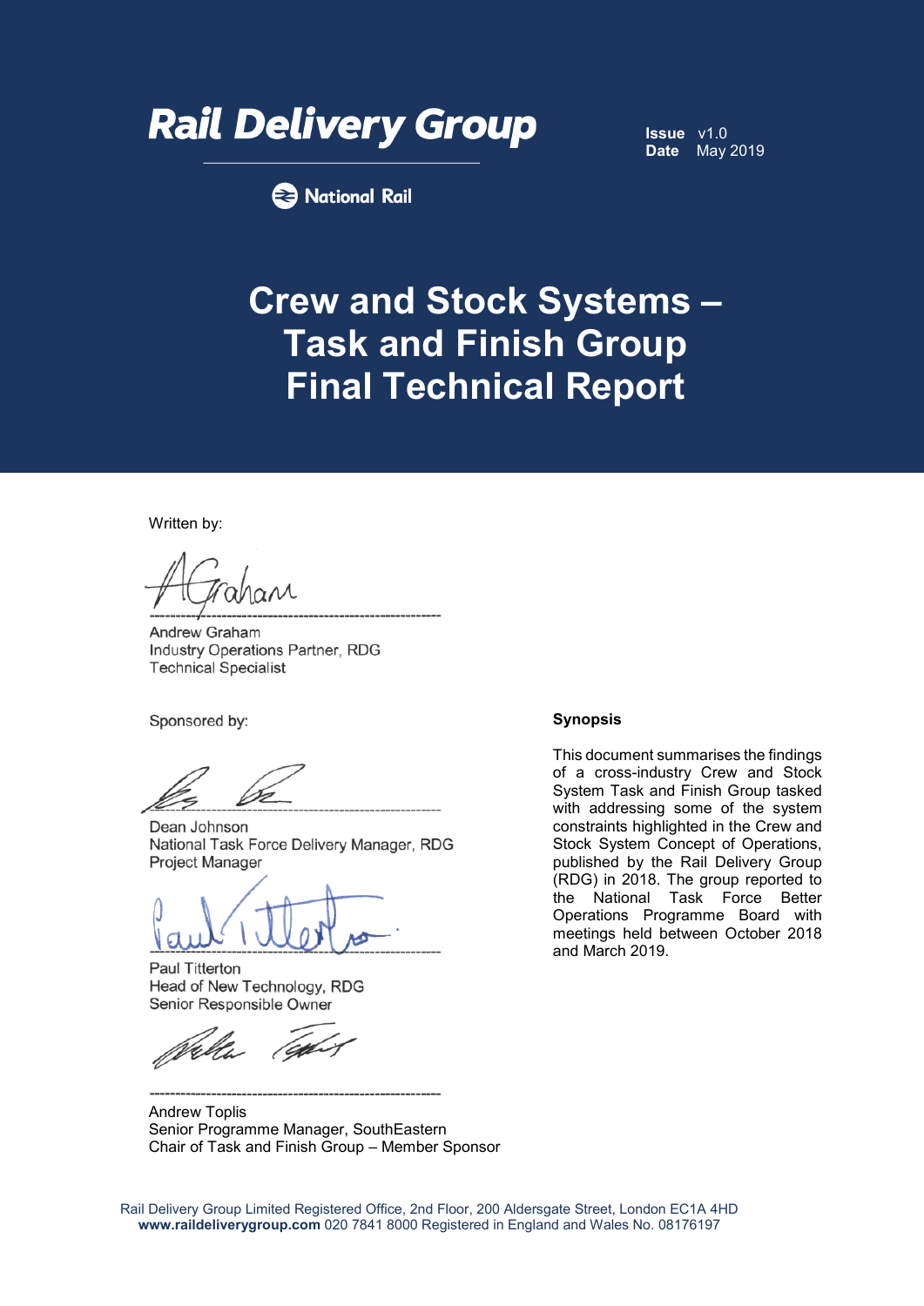# Rail Delivery Group

National Rail

**Issue** v1.0
**Date** May 2019

# Crew and Stock Systems – Task and Finish Group Final Technical Report

Written by:

Andrew Graham
Industry Operations Partner, RDG
Technical Specialist

Sponsored by:

Dean Johnson
National Task Force Delivery Manager, RDG
Project Manager

Paul Titterton
Head of New Technology, RDG
Senior Responsible Owner

Andrew Toplis
Senior Programme Manager, SouthEastern
Chair of Task and Finish Group – Member Sponsor

**Synopsis**

This document summarises the findings of a cross-industry Crew and Stock System Task and Finish Group tasked with addressing some of the system constraints highlighted in the Crew and Stock System Concept of Operations, published by the Rail Delivery Group (RDG) in 2018. The group reported to the National Task Force Better Operations Programme Board with meetings held between October 2018 and March 2019.

Rail Delivery Group Limited Registered Office, 2nd Floor, 200 Aldersgate Street, London EC1A 4HD
**www.raildeliverygroup.com** 020 7841 8000 Registered in England and Wales No. 08176197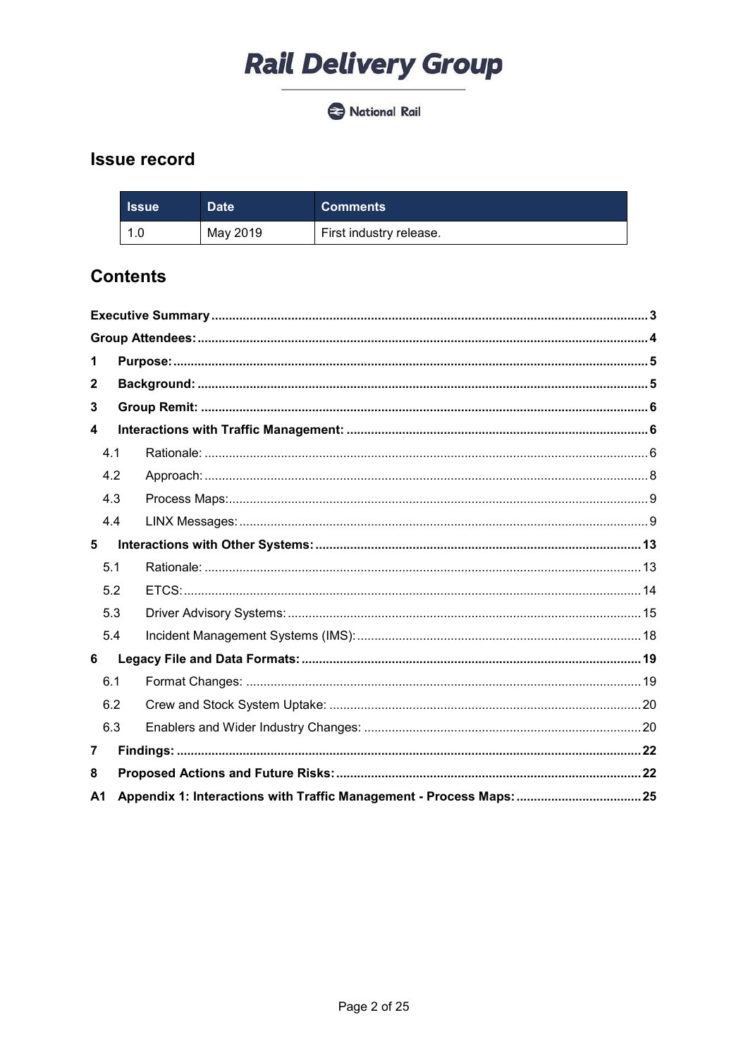Rail Delivery Group

National Rail

## Issue record

| Issue | Date | Comments |
| --- | --- | --- |
| 1.0 | May 2019 | First industry release. |

## Contents

**Executive Summary** ........ **3**

**Group Attendees:** ........ **4**

**1 Purpose:** ........ **5**

**2 Background:** ........ **5**

**3 Group Remit:** ........ **6**

**4 Interactions with Traffic Management:** ........ **6**

- 4.1 Rationale: ........ 6
- 4.2 Approach: ........ 8
- 4.3 Process Maps: ........ 9
- 4.4 LINX Messages: ........ 9

**5 Interactions with Other Systems:** ........ **13**

- 5.1 Rationale: ........ 13
- 5.2 ETCS: ........ 14
- 5.3 Driver Advisory Systems: ........ 15
- 5.4 Incident Management Systems (IMS): ........ 18

**6 Legacy File and Data Formats:** ........ **19**

- 6.1 Format Changes: ........ 19
- 6.2 Crew and Stock System Uptake: ........ 20
- 6.3 Enablers and Wider Industry Changes: ........ 20

**7 Findings:** ........ **22**

**8 Proposed Actions and Future Risks:** ........ **22**

**A1 Appendix 1: Interactions with Traffic Management - Process Maps:** ........ **25**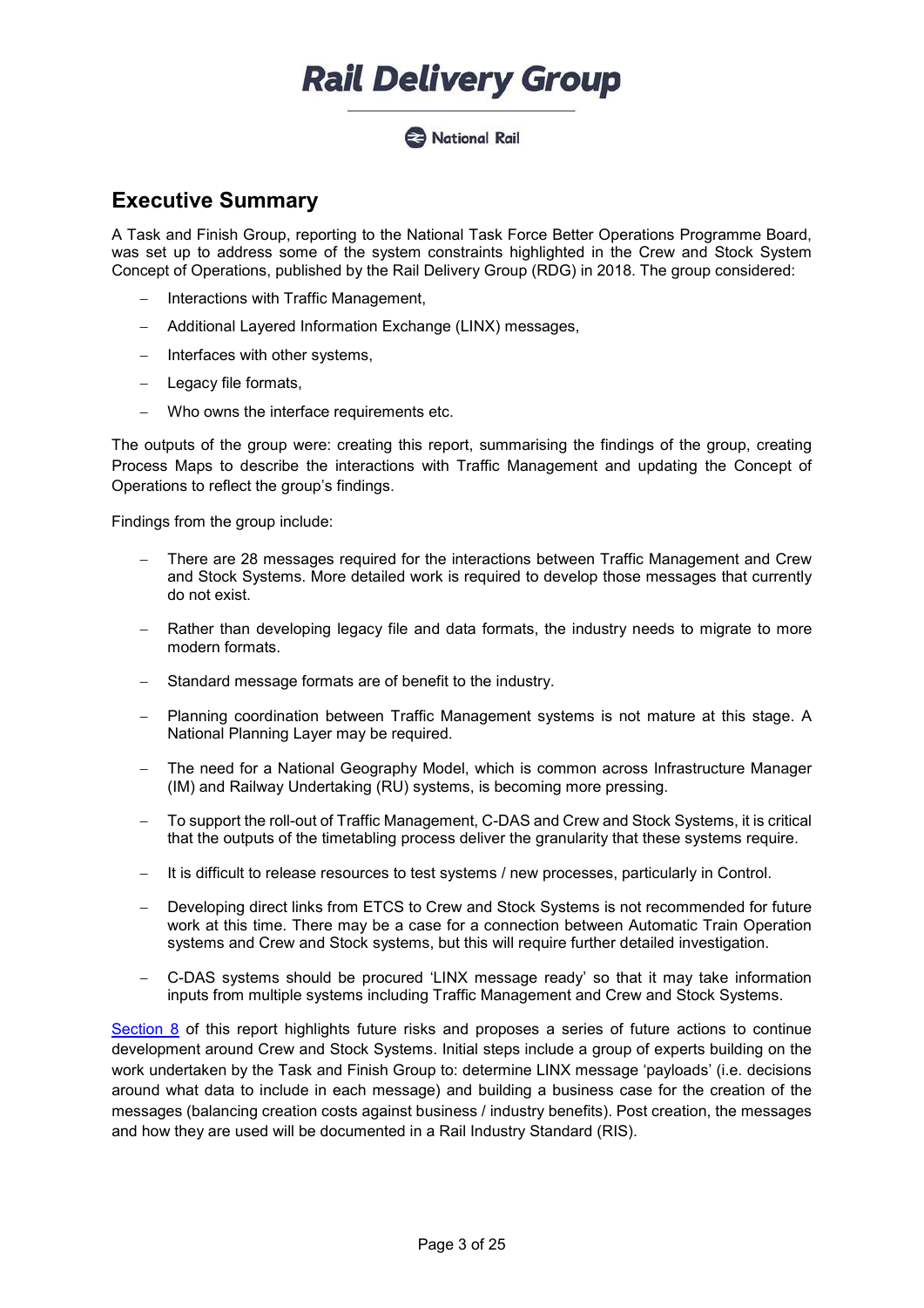## Executive Summary

A Task and Finish Group, reporting to the National Task Force Better Operations Programme Board, was set up to address some of the system constraints highlighted in the Crew and Stock System Concept of Operations, published by the Rail Delivery Group (RDG) in 2018. The group considered:

- Interactions with Traffic Management,
- Additional Layered Information Exchange (LINX) messages,
- Interfaces with other systems,
- Legacy file formats,
- Who owns the interface requirements etc.

The outputs of the group were: creating this report, summarising the findings of the group, creating Process Maps to describe the interactions with Traffic Management and updating the Concept of Operations to reflect the group's findings.

Findings from the group include:

- There are 28 messages required for the interactions between Traffic Management and Crew and Stock Systems. More detailed work is required to develop those messages that currently do not exist.
- Rather than developing legacy file and data formats, the industry needs to migrate to more modern formats.
- Standard message formats are of benefit to the industry.
- Planning coordination between Traffic Management systems is not mature at this stage. A National Planning Layer may be required.
- The need for a National Geography Model, which is common across Infrastructure Manager (IM) and Railway Undertaking (RU) systems, is becoming more pressing.
- To support the roll-out of Traffic Management, C-DAS and Crew and Stock Systems, it is critical that the outputs of the timetabling process deliver the granularity that these systems require.
- It is difficult to release resources to test systems / new processes, particularly in Control.
- Developing direct links from ETCS to Crew and Stock Systems is not recommended for future work at this time. There may be a case for a connection between Automatic Train Operation systems and Crew and Stock systems, but this will require further detailed investigation.
- C-DAS systems should be procured 'LINX message ready' so that it may take information inputs from multiple systems including Traffic Management and Crew and Stock Systems.

Section 8 of this report highlights future risks and proposes a series of future actions to continue development around Crew and Stock Systems. Initial steps include a group of experts building on the work undertaken by the Task and Finish Group to: determine LINX message 'payloads' (i.e. decisions around what data to include in each message) and building a business case for the creation of the messages (balancing creation costs against business / industry benefits). Post creation, the messages and how they are used will be documented in a Rail Industry Standard (RIS).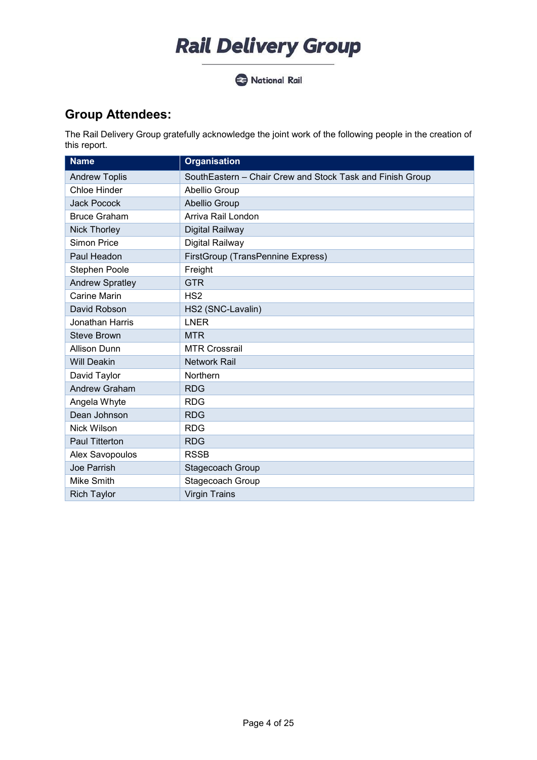## Group Attendees:

The Rail Delivery Group gratefully acknowledge the joint work of the following people in the creation of this report.

| Name | Organisation |
|---|---|
| Andrew Toplis | SouthEastern – Chair Crew and Stock Task and Finish Group |
| Chloe Hinder | Abellio Group |
| Jack Pocock | Abellio Group |
| Bruce Graham | Arriva Rail London |
| Nick Thorley | Digital Railway |
| Simon Price | Digital Railway |
| Paul Headon | FirstGroup (TransPennine Express) |
| Stephen Poole | Freight |
| Andrew Spratley | GTR |
| Carine Marin | HS2 |
| David Robson | HS2 (SNC-Lavalin) |
| Jonathan Harris | LNER |
| Steve Brown | MTR |
| Allison Dunn | MTR Crossrail |
| Will Deakin | Network Rail |
| David Taylor | Northern |
| Andrew Graham | RDG |
| Angela Whyte | RDG |
| Dean Johnson | RDG |
| Nick Wilson | RDG |
| Paul Titterton | RDG |
| Alex Savopoulos | RSSB |
| Joe Parrish | Stagecoach Group |
| Mike Smith | Stagecoach Group |
| Rich Taylor | Virgin Trains |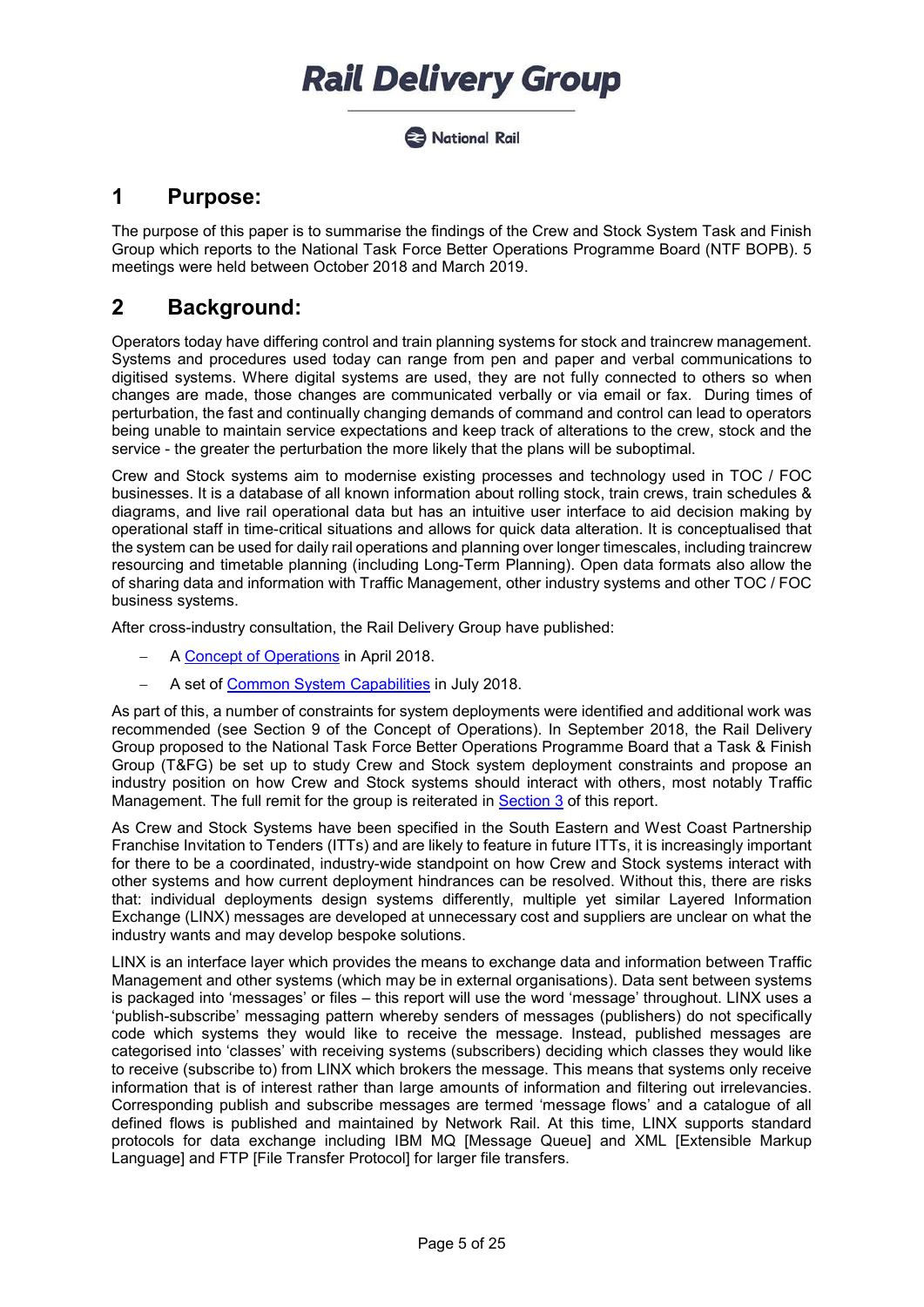# Rail Delivery Group

National Rail

## 1 Purpose:

The purpose of this paper is to summarise the findings of the Crew and Stock System Task and Finish Group which reports to the National Task Force Better Operations Programme Board (NTF BOPB). 5 meetings were held between October 2018 and March 2019.

## 2 Background:

Operators today have differing control and train planning systems for stock and traincrew management. Systems and procedures used today can range from pen and paper and verbal communications to digitised systems. Where digital systems are used, they are not fully connected to others so when changes are made, those changes are communicated verbally or via email or fax. During times of perturbation, the fast and continually changing demands of command and control can lead to operators being unable to maintain service expectations and keep track of alterations to the crew, stock and the service - the greater the perturbation the more likely that the plans will be suboptimal.

Crew and Stock systems aim to modernise existing processes and technology used in TOC / FOC businesses. It is a database of all known information about rolling stock, train crews, train schedules & diagrams, and live rail operational data but has an intuitive user interface to aid decision making by operational staff in time-critical situations and allows for quick data alteration. It is conceptualised that the system can be used for daily rail operations and planning over longer timescales, including traincrew resourcing and timetable planning (including Long-Term Planning). Open data formats also allow the of sharing data and information with Traffic Management, other industry systems and other TOC / FOC business systems.

After cross-industry consultation, the Rail Delivery Group have published:

- A Concept of Operations in April 2018.
- A set of Common System Capabilities in July 2018.

As part of this, a number of constraints for system deployments were identified and additional work was recommended (see Section 9 of the Concept of Operations). In September 2018, the Rail Delivery Group proposed to the National Task Force Better Operations Programme Board that a Task & Finish Group (T&FG) be set up to study Crew and Stock system deployment constraints and propose an industry position on how Crew and Stock systems should interact with others, most notably Traffic Management. The full remit for the group is reiterated in Section 3 of this report.

As Crew and Stock Systems have been specified in the South Eastern and West Coast Partnership Franchise Invitation to Tenders (ITTs) and are likely to feature in future ITTs, it is increasingly important for there to be a coordinated, industry-wide standpoint on how Crew and Stock systems interact with other systems and how current deployment hindrances can be resolved. Without this, there are risks that: individual deployments design systems differently, multiple yet similar Layered Information Exchange (LINX) messages are developed at unnecessary cost and suppliers are unclear on what the industry wants and may develop bespoke solutions.

LINX is an interface layer which provides the means to exchange data and information between Traffic Management and other systems (which may be in external organisations). Data sent between systems is packaged into 'messages' or files – this report will use the word 'message' throughout. LINX uses a 'publish-subscribe' messaging pattern whereby senders of messages (publishers) do not specifically code which systems they would like to receive the message. Instead, published messages are categorised into 'classes' with receiving systems (subscribers) deciding which classes they would like to receive (subscribe to) from LINX which brokers the message. This means that systems only receive information that is of interest rather than large amounts of information and filtering out irrelevancies. Corresponding publish and subscribe messages are termed 'message flows' and a catalogue of all defined flows is published and maintained by Network Rail. At this time, LINX supports standard protocols for data exchange including IBM MQ [Message Queue] and XML [Extensible Markup Language] and FTP [File Transfer Protocol] for larger file transfers.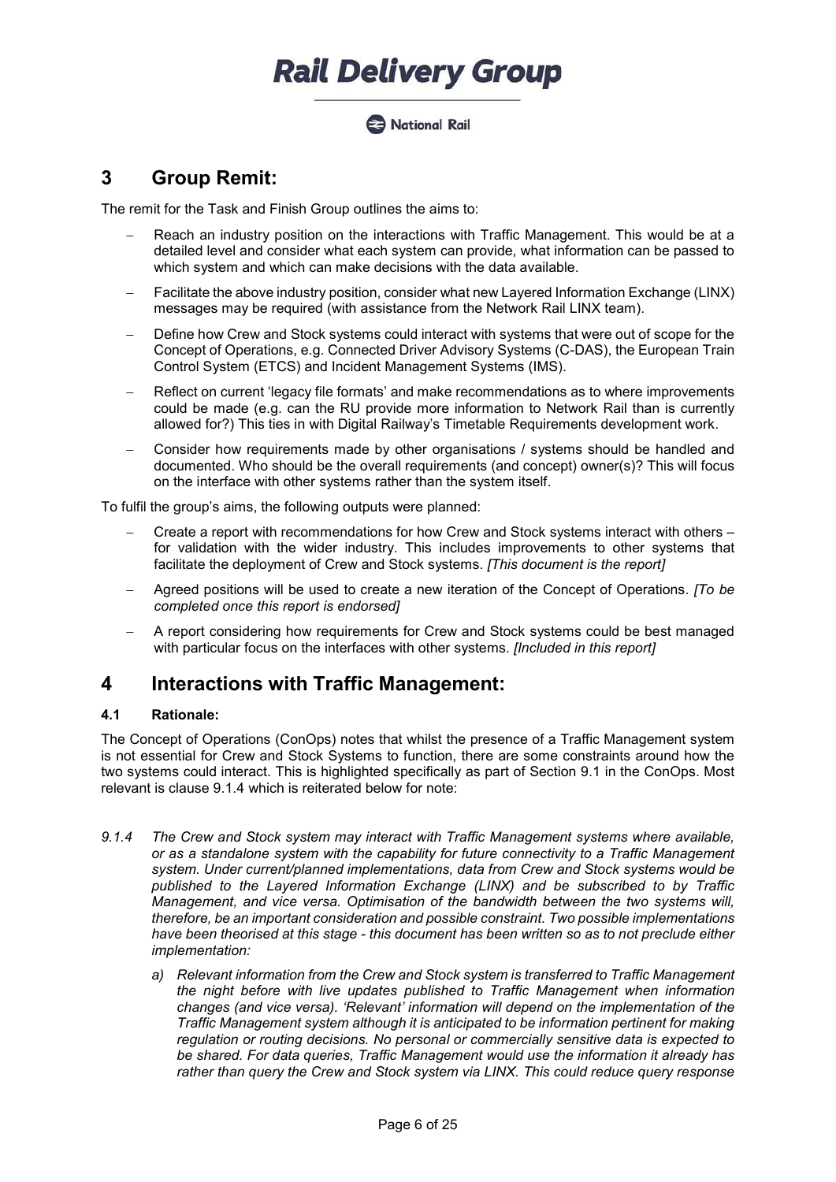## 3 Group Remit:

The remit for the Task and Finish Group outlines the aims to:

- Reach an industry position on the interactions with Traffic Management. This would be at a detailed level and consider what each system can provide, what information can be passed to which system and which can make decisions with the data available.
- Facilitate the above industry position, consider what new Layered Information Exchange (LINX) messages may be required (with assistance from the Network Rail LINX team).
- Define how Crew and Stock systems could interact with systems that were out of scope for the Concept of Operations, e.g. Connected Driver Advisory Systems (C-DAS), the European Train Control System (ETCS) and Incident Management Systems (IMS).
- Reflect on current 'legacy file formats' and make recommendations as to where improvements could be made (e.g. can the RU provide more information to Network Rail than is currently allowed for?) This ties in with Digital Railway's Timetable Requirements development work.
- Consider how requirements made by other organisations / systems should be handled and documented. Who should be the overall requirements (and concept) owner(s)? This will focus on the interface with other systems rather than the system itself.

To fulfil the group's aims, the following outputs were planned:

- Create a report with recommendations for how Crew and Stock systems interact with others – for validation with the wider industry. This includes improvements to other systems that facilitate the deployment of Crew and Stock systems. *[This document is the report]*
- Agreed positions will be used to create a new iteration of the Concept of Operations. *[To be completed once this report is endorsed]*
- A report considering how requirements for Crew and Stock systems could be best managed with particular focus on the interfaces with other systems. *[Included in this report]*

## 4 Interactions with Traffic Management:

### 4.1 Rationale:

The Concept of Operations (ConOps) notes that whilst the presence of a Traffic Management system is not essential for Crew and Stock Systems to function, there are some constraints around how the two systems could interact. This is highlighted specifically as part of Section 9.1 in the ConOps. Most relevant is clause 9.1.4 which is reiterated below for note:

*9.1.4 The Crew and Stock system may interact with Traffic Management systems where available, or as a standalone system with the capability for future connectivity to a Traffic Management system. Under current/planned implementations, data from Crew and Stock systems would be published to the Layered Information Exchange (LINX) and be subscribed to by Traffic Management, and vice versa. Optimisation of the bandwidth between the two systems will, therefore, be an important consideration and possible constraint. Two possible implementations have been theorised at this stage - this document has been written so as to not preclude either implementation:*

*a) Relevant information from the Crew and Stock system is transferred to Traffic Management the night before with live updates published to Traffic Management when information changes (and vice versa). 'Relevant' information will depend on the implementation of the Traffic Management system although it is anticipated to be information pertinent for making regulation or routing decisions. No personal or commercially sensitive data is expected to be shared. For data queries, Traffic Management would use the information it already has rather than query the Crew and Stock system via LINX. This could reduce query response*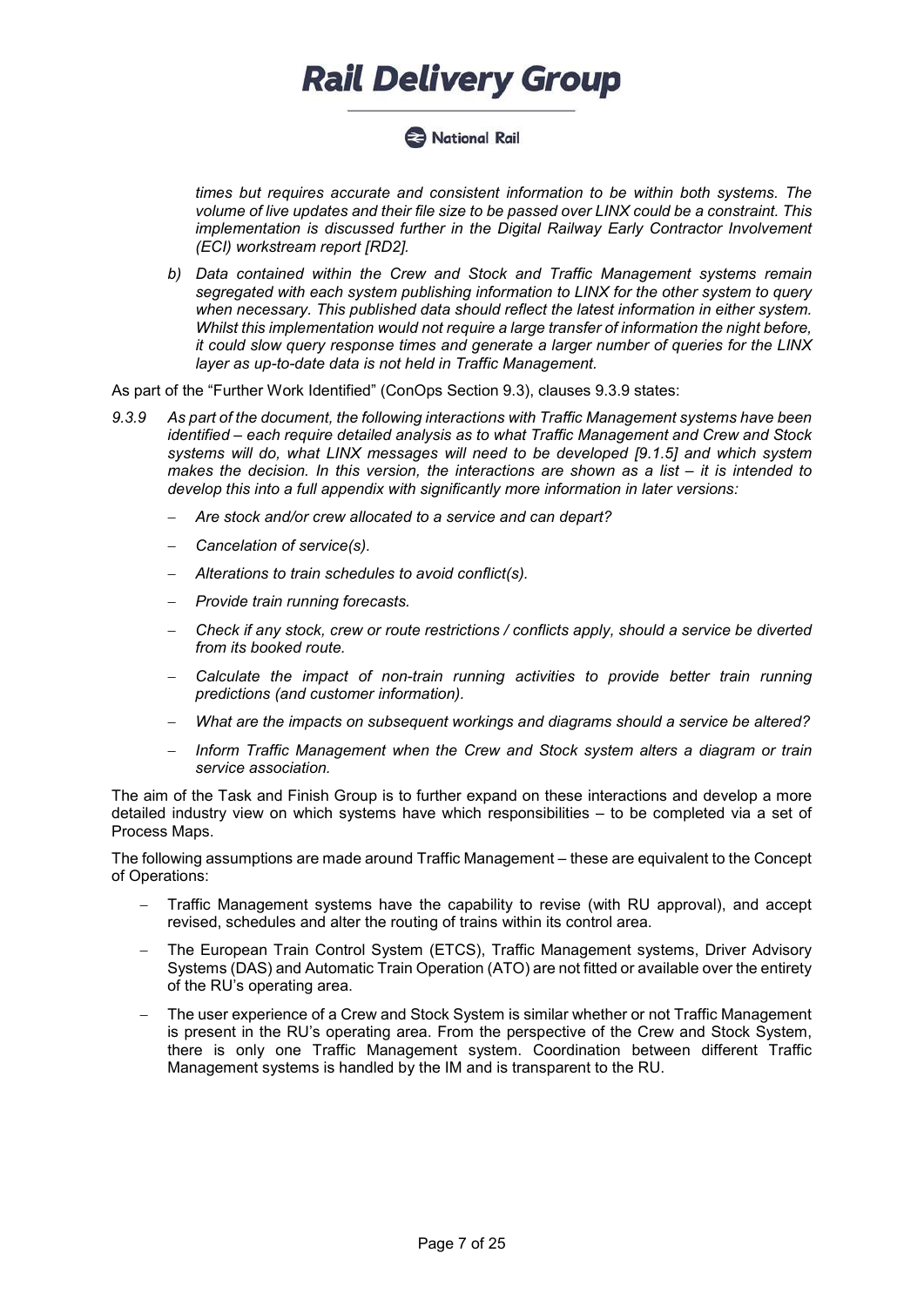*times but requires accurate and consistent information to be within both systems. The volume of live updates and their file size to be passed over LINX could be a constraint. This implementation is discussed further in the Digital Railway Early Contractor Involvement (ECI) workstream report [RD2].*

*b) Data contained within the Crew and Stock and Traffic Management systems remain segregated with each system publishing information to LINX for the other system to query when necessary. This published data should reflect the latest information in either system. Whilst this implementation would not require a large transfer of information the night before, it could slow query response times and generate a larger number of queries for the LINX layer as up-to-date data is not held in Traffic Management.*

As part of the "Further Work Identified" (ConOps Section 9.3), clauses 9.3.9 states:

*9.3.9 As part of the document, the following interactions with Traffic Management systems have been identified – each require detailed analysis as to what Traffic Management and Crew and Stock systems will do, what LINX messages will need to be developed [9.1.5] and which system makes the decision. In this version, the interactions are shown as a list – it is intended to develop this into a full appendix with significantly more information in later versions:*

- *Are stock and/or crew allocated to a service and can depart?*
- *Cancelation of service(s).*
- *Alterations to train schedules to avoid conflict(s).*
- *Provide train running forecasts.*
- *Check if any stock, crew or route restrictions / conflicts apply, should a service be diverted from its booked route.*
- *Calculate the impact of non-train running activities to provide better train running predictions (and customer information).*
- *What are the impacts on subsequent workings and diagrams should a service be altered?*
- *Inform Traffic Management when the Crew and Stock system alters a diagram or train service association.*

The aim of the Task and Finish Group is to further expand on these interactions and develop a more detailed industry view on which systems have which responsibilities – to be completed via a set of Process Maps.

The following assumptions are made around Traffic Management – these are equivalent to the Concept of Operations:

- Traffic Management systems have the capability to revise (with RU approval), and accept revised, schedules and alter the routing of trains within its control area.
- The European Train Control System (ETCS), Traffic Management systems, Driver Advisory Systems (DAS) and Automatic Train Operation (ATO) are not fitted or available over the entirety of the RU's operating area.
- The user experience of a Crew and Stock System is similar whether or not Traffic Management is present in the RU's operating area. From the perspective of the Crew and Stock System, there is only one Traffic Management system. Coordination between different Traffic Management systems is handled by the IM and is transparent to the RU.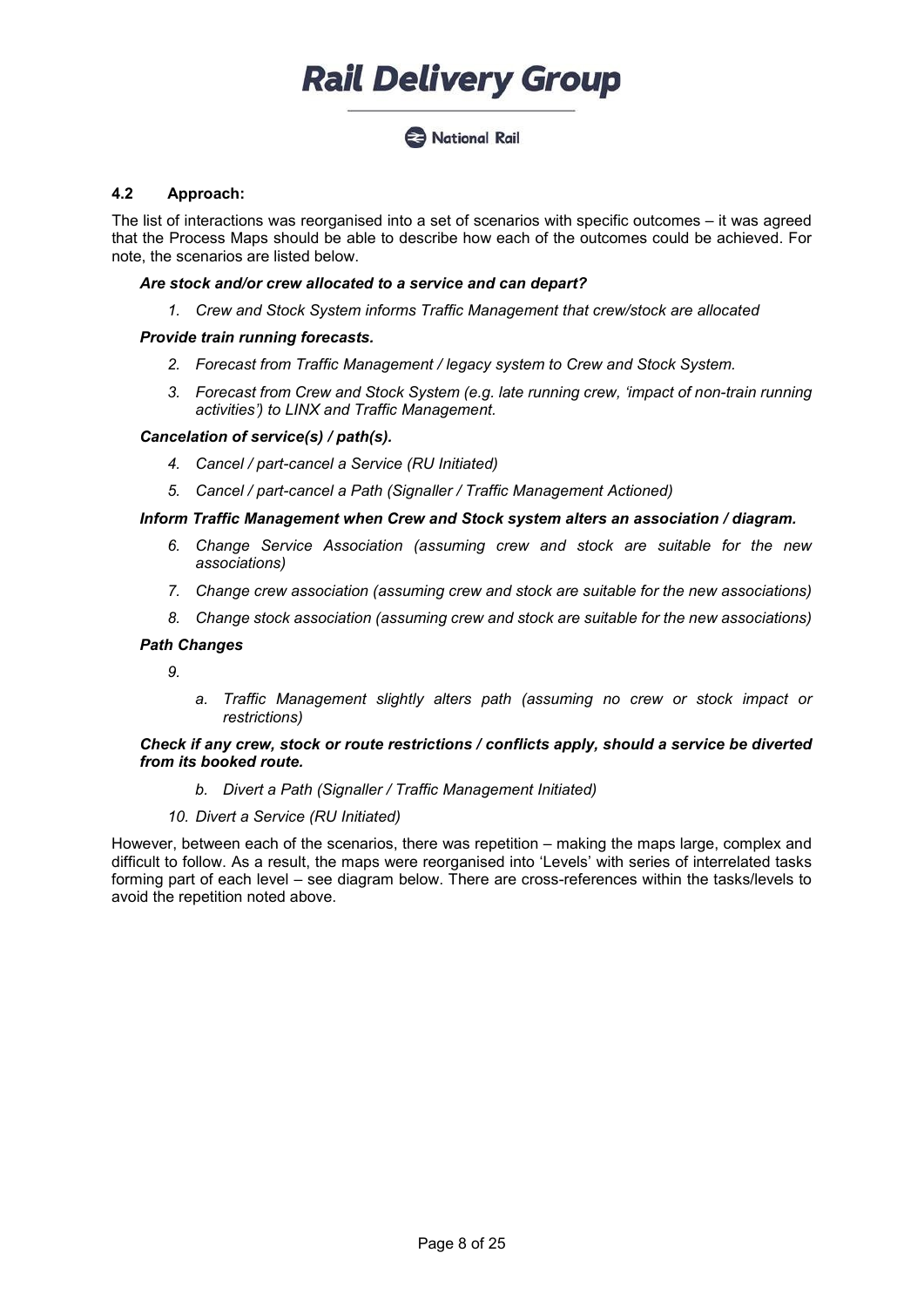### 4.2 Approach:

The list of interactions was reorganised into a set of scenarios with specific outcomes – it was agreed that the Process Maps should be able to describe how each of the outcomes could be achieved. For note, the scenarios are listed below.

***Are stock and/or crew allocated to a service and can depart?***

1. *Crew and Stock System informs Traffic Management that crew/stock are allocated*

***Provide train running forecasts.***

2. *Forecast from Traffic Management / legacy system to Crew and Stock System.*
3. *Forecast from Crew and Stock System (e.g. late running crew, 'impact of non-train running activities') to LINX and Traffic Management.*

***Cancelation of service(s) / path(s).***

4. *Cancel / part-cancel a Service (RU Initiated)*
5. *Cancel / part-cancel a Path (Signaller / Traffic Management Actioned)*

***Inform Traffic Management when Crew and Stock system alters an association / diagram.***

6. *Change Service Association (assuming crew and stock are suitable for the new associations)*
7. *Change crew association (assuming crew and stock are suitable for the new associations)*
8. *Change stock association (assuming crew and stock are suitable for the new associations)*

***Path Changes***

9.
    a. *Traffic Management slightly alters path (assuming no crew or stock impact or restrictions)*

***Check if any crew, stock or route restrictions / conflicts apply, should a service be diverted from its booked route.***

    b. *Divert a Path (Signaller / Traffic Management Initiated)*

10. *Divert a Service (RU Initiated)*

However, between each of the scenarios, there was repetition – making the maps large, complex and difficult to follow. As a result, the maps were reorganised into 'Levels' with series of interrelated tasks forming part of each level – see diagram below. There are cross-references within the tasks/levels to avoid the repetition noted above.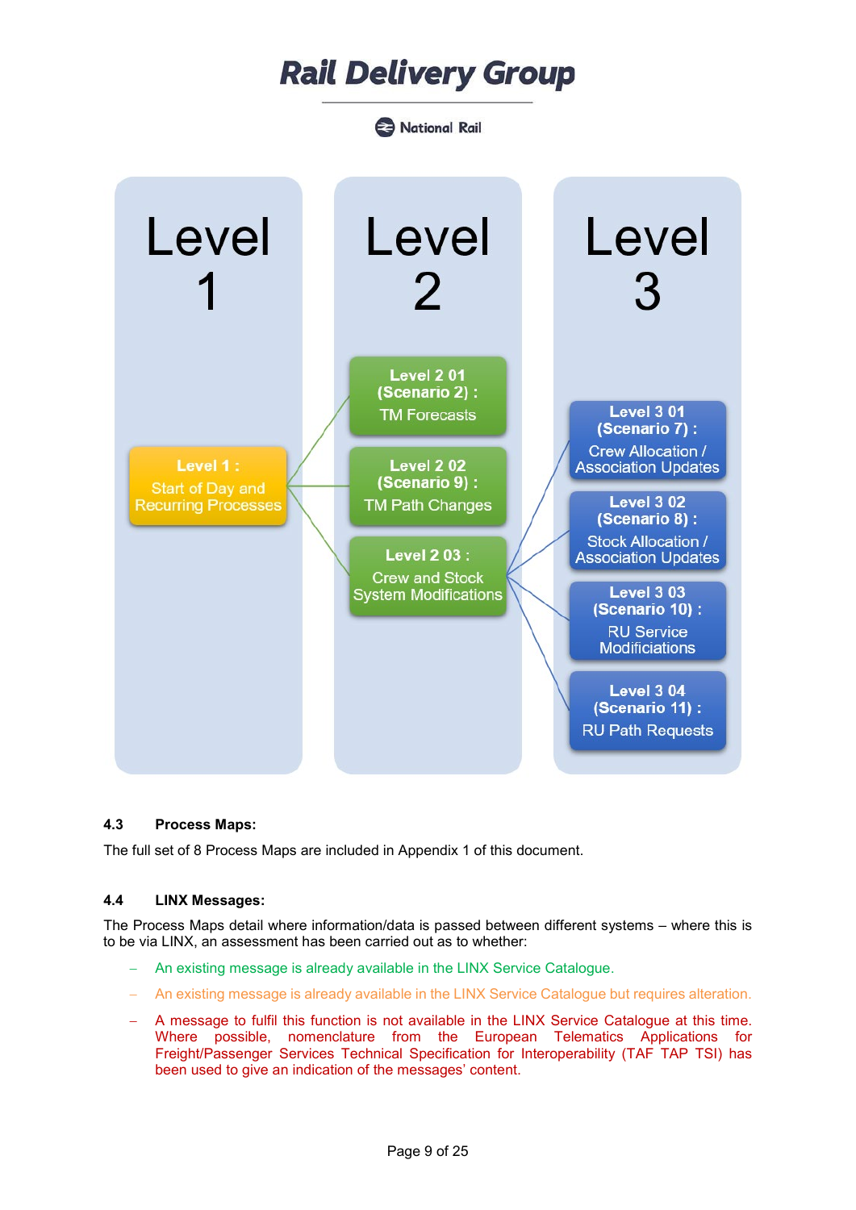Level 1

Level 2

Level 3

**Level 1 :** Start of Day and Recurring Processes

**Level 2 01 (Scenario 2) :** TM Forecasts

**Level 2 02 (Scenario 9) :** TM Path Changes

**Level 2 03 :** Crew and Stock System Modifications

**Level 3 01 (Scenario 7) :** Crew Allocation / Association Updates

**Level 3 02 (Scenario 8) :** Stock Allocation / Association Updates

**Level 3 03 (Scenario 10) :** RU Service Modificiations

**Level 3 04 (Scenario 11) :** RU Path Requests

### 4.3 Process Maps:

The full set of 8 Process Maps are included in Appendix 1 of this document.

### 4.4 LINX Messages:

The Process Maps detail where information/data is passed between different systems – where this is to be via LINX, an assessment has been carried out as to whether:

- An existing message is already available in the LINX Service Catalogue.
- An existing message is already available in the LINX Service Catalogue but requires alteration.
- A message to fulfil this function is not available in the LINX Service Catalogue at this time. Where possible, nomenclature from the European Telematics Applications for Freight/Passenger Services Technical Specification for Interoperability (TAF TAP TSI) has been used to give an indication of the messages' content.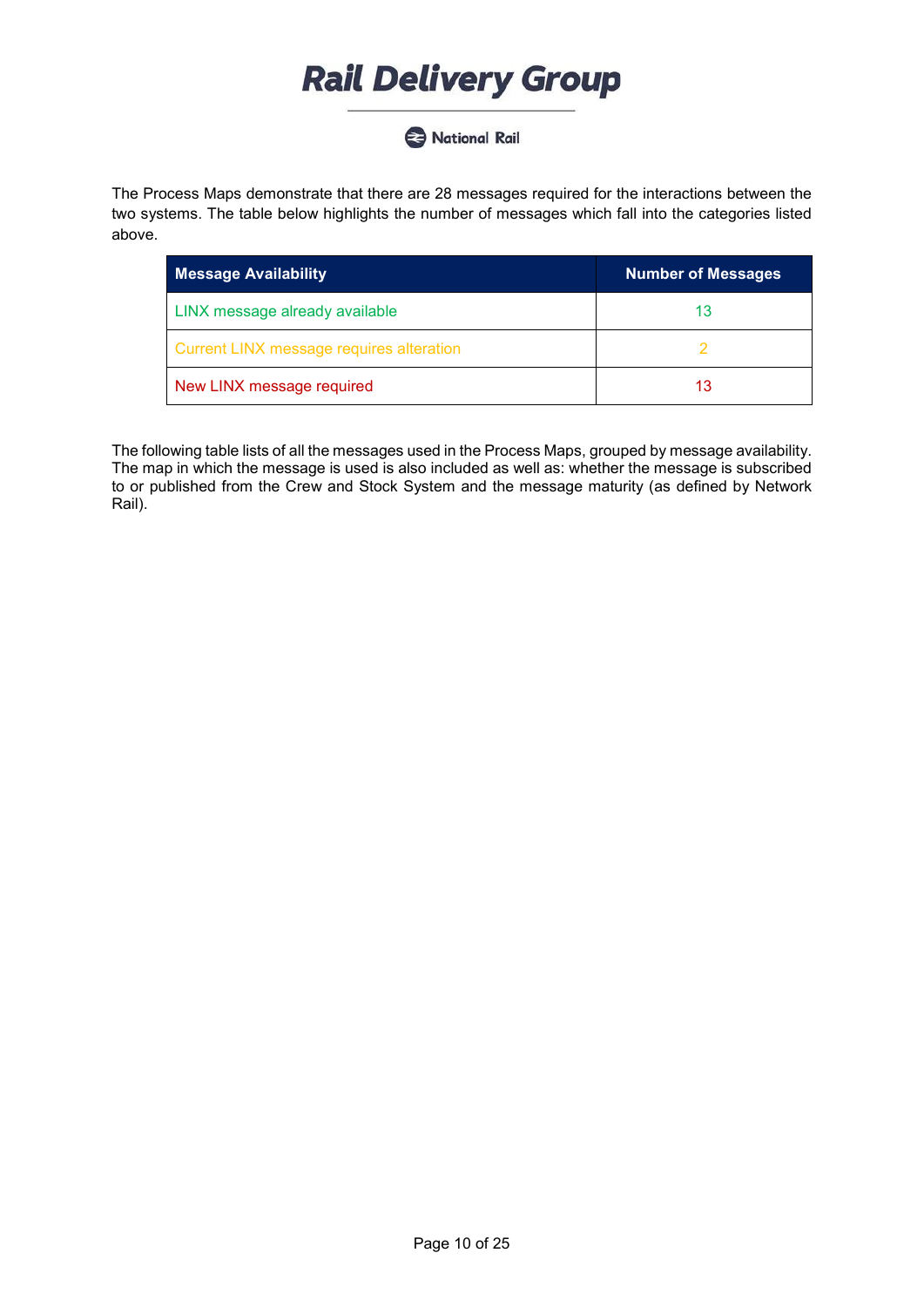The Process Maps demonstrate that there are 28 messages required for the interactions between the two systems. The table below highlights the number of messages which fall into the categories listed above.

| Message Availability | Number of Messages |
|---|---|
| LINX message already available | 13 |
| Current LINX message requires alteration | 2 |
| New LINX message required | 13 |

The following table lists of all the messages used in the Process Maps, grouped by message availability. The map in which the message is used is also included as well as: whether the message is subscribed to or published from the Crew and Stock System and the message maturity (as defined by Network Rail).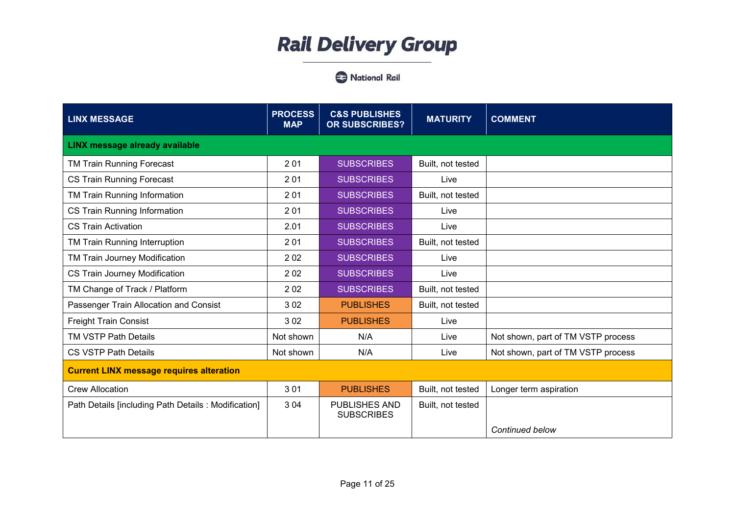| LINX MESSAGE | PROCESS MAP | C&S PUBLISHES OR SUBSCRIBES? | MATURITY | COMMENT |
|---|---|---|---|---|
| **LINX message already available** | | | | |
| TM Train Running Forecast | 2 01 | SUBSCRIBES | Built, not tested | |
| CS Train Running Forecast | 2 01 | SUBSCRIBES | Live | |
| TM Train Running Information | 2 01 | SUBSCRIBES | Built, not tested | |
| CS Train Running Information | 2 01 | SUBSCRIBES | Live | |
| CS Train Activation | 2.01 | SUBSCRIBES | Live | |
| TM Train Running Interruption | 2 01 | SUBSCRIBES | Built, not tested | |
| TM Train Journey Modification | 2 02 | SUBSCRIBES | Live | |
| CS Train Journey Modification | 2 02 | SUBSCRIBES | Live | |
| TM Change of Track / Platform | 2 02 | SUBSCRIBES | Built, not tested | |
| Passenger Train Allocation and Consist | 3 02 | PUBLISHES | Built, not tested | |
| Freight Train Consist | 3 02 | PUBLISHES | Live | |
| TM VSTP Path Details | Not shown | N/A | Live | Not shown, part of TM VSTP process |
| CS VSTP Path Details | Not shown | N/A | Live | Not shown, part of TM VSTP process |
| **Current LINX message requires alteration** | | | | |
| Crew Allocation | 3 01 | PUBLISHES | Built, not tested | Longer term aspiration |
| Path Details [including Path Details : Modification] | 3 04 | PUBLISHES AND SUBSCRIBES | Built, not tested | *Continued below* |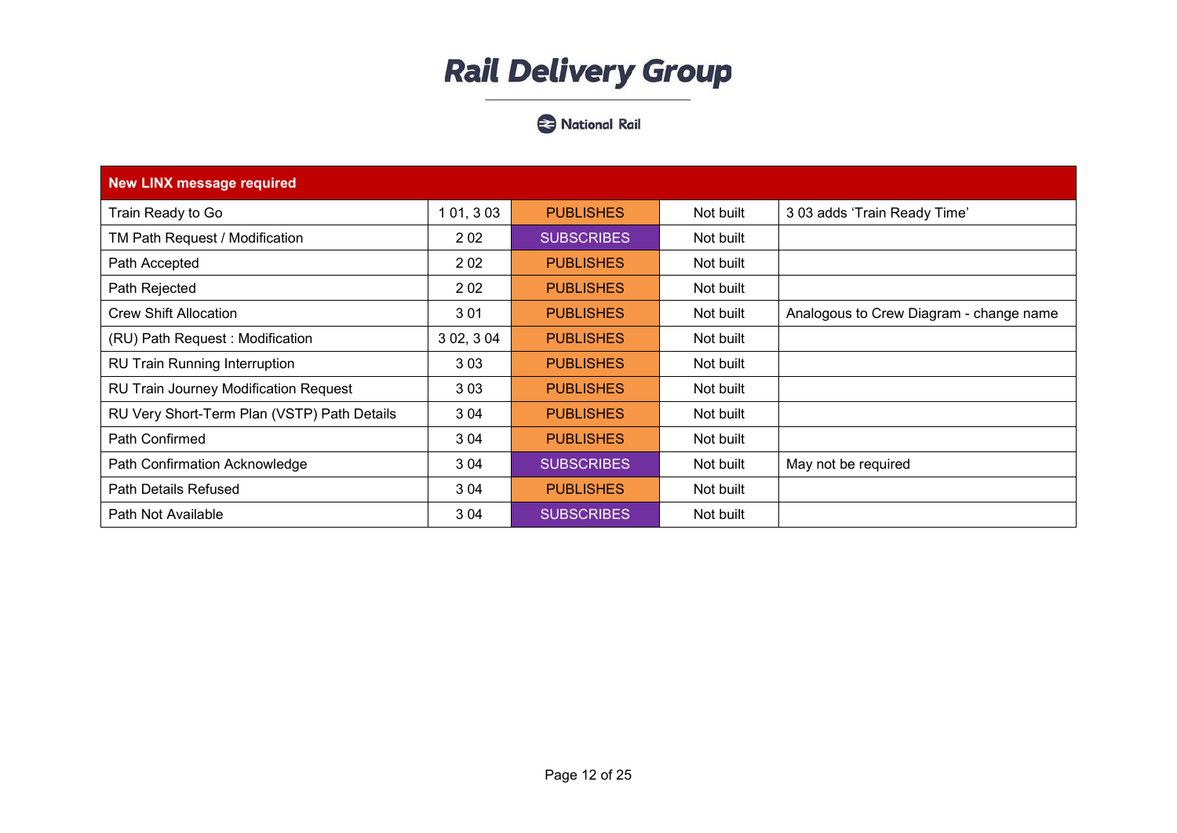| New LINX message required | | | | |
|---|---|---|---|---|
| Train Ready to Go | 1 01, 3 03 | PUBLISHES | Not built | 3 03 adds 'Train Ready Time' |
| TM Path Request / Modification | 2 02 | SUBSCRIBES | Not built | |
| Path Accepted | 2 02 | PUBLISHES | Not built | |
| Path Rejected | 2 02 | PUBLISHES | Not built | |
| Crew Shift Allocation | 3 01 | PUBLISHES | Not built | Analogous to Crew Diagram - change name |
| (RU) Path Request : Modification | 3 02, 3 04 | PUBLISHES | Not built | |
| RU Train Running Interruption | 3 03 | PUBLISHES | Not built | |
| RU Train Journey Modification Request | 3 03 | PUBLISHES | Not built | |
| RU Very Short-Term Plan (VSTP) Path Details | 3 04 | PUBLISHES | Not built | |
| Path Confirmed | 3 04 | PUBLISHES | Not built | |
| Path Confirmation Acknowledge | 3 04 | SUBSCRIBES | Not built | May not be required |
| Path Details Refused | 3 04 | PUBLISHES | Not built | |
| Path Not Available | 3 04 | SUBSCRIBES | Not built | |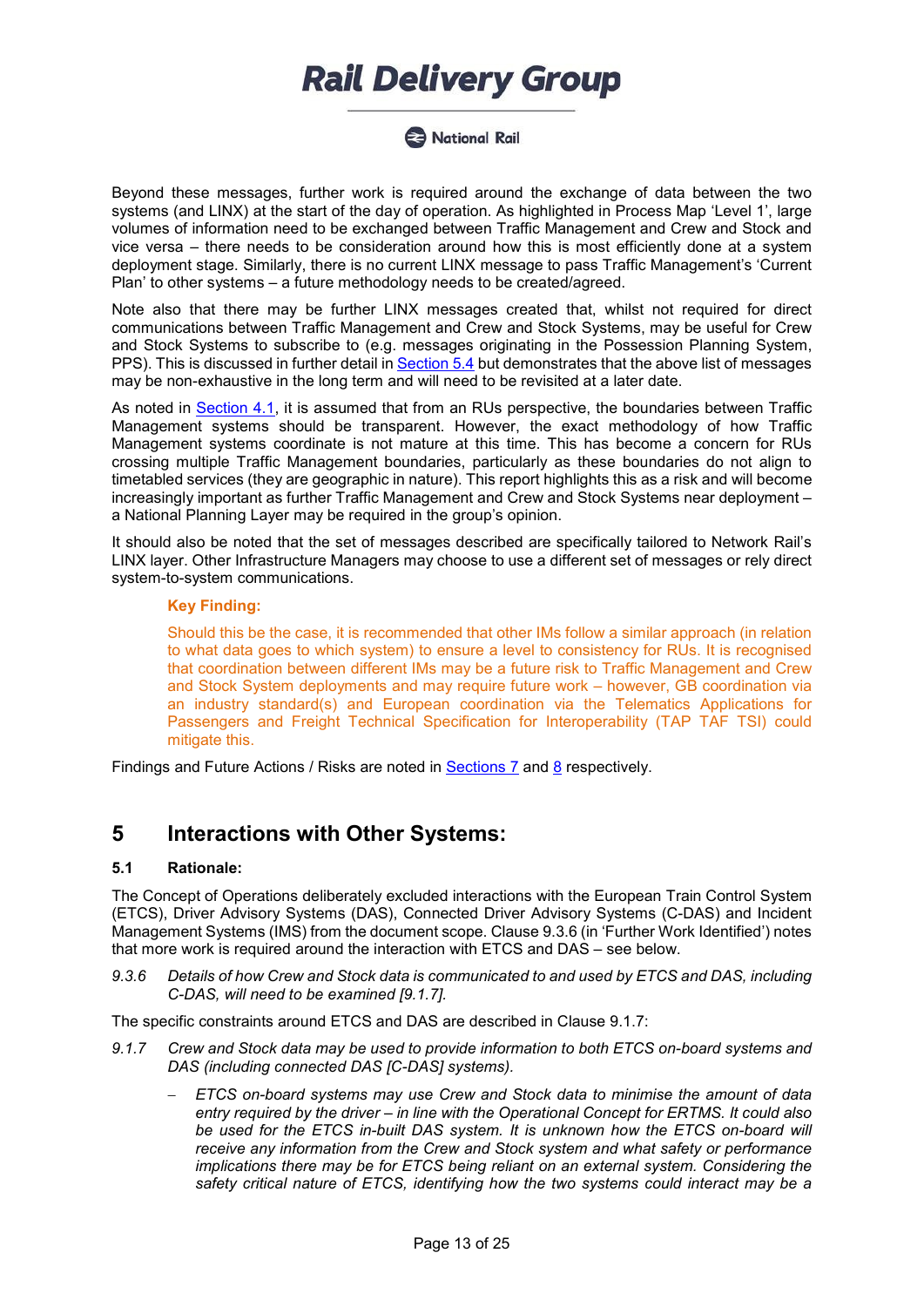Beyond these messages, further work is required around the exchange of data between the two systems (and LINX) at the start of the day of operation. As highlighted in Process Map 'Level 1', large volumes of information need to be exchanged between Traffic Management and Crew and Stock and vice versa – there needs to be consideration around how this is most efficiently done at a system deployment stage. Similarly, there is no current LINX message to pass Traffic Management's 'Current Plan' to other systems – a future methodology needs to be created/agreed.

Note also that there may be further LINX messages created that, whilst not required for direct communications between Traffic Management and Crew and Stock Systems, may be useful for Crew and Stock Systems to subscribe to (e.g. messages originating in the Possession Planning System, PPS). This is discussed in further detail in Section 5.4 but demonstrates that the above list of messages may be non-exhaustive in the long term and will need to be revisited at a later date.

As noted in Section 4.1, it is assumed that from an RUs perspective, the boundaries between Traffic Management systems should be transparent. However, the exact methodology of how Traffic Management systems coordinate is not mature at this time. This has become a concern for RUs crossing multiple Traffic Management boundaries, particularly as these boundaries do not align to timetabled services (they are geographic in nature). This report highlights this as a risk and will become increasingly important as further Traffic Management and Crew and Stock Systems near deployment – a National Planning Layer may be required in the group's opinion.

It should also be noted that the set of messages described are specifically tailored to Network Rail's LINX layer. Other Infrastructure Managers may choose to use a different set of messages or rely direct system-to-system communications.

> **Key Finding:**
>
> Should this be the case, it is recommended that other IMs follow a similar approach (in relation to what data goes to which system) to ensure a level to consistency for RUs. It is recognised that coordination between different IMs may be a future risk to Traffic Management and Crew and Stock System deployments and may require future work – however, GB coordination via an industry standard(s) and European coordination via the Telematics Applications for Passengers and Freight Technical Specification for Interoperability (TAP TAF TSI) could mitigate this.

Findings and Future Actions / Risks are noted in Sections 7 and 8 respectively.

# 5 Interactions with Other Systems:

## 5.1 Rationale:

The Concept of Operations deliberately excluded interactions with the European Train Control System (ETCS), Driver Advisory Systems (DAS), Connected Driver Advisory Systems (C-DAS) and Incident Management Systems (IMS) from the document scope. Clause 9.3.6 (in 'Further Work Identified') notes that more work is required around the interaction with ETCS and DAS – see below.

*9.3.6 Details of how Crew and Stock data is communicated to and used by ETCS and DAS, including C-DAS, will need to be examined [9.1.7].*

The specific constraints around ETCS and DAS are described in Clause 9.1.7:

*9.1.7 Crew and Stock data may be used to provide information to both ETCS on-board systems and DAS (including connected DAS [C-DAS] systems).*

- *ETCS on-board systems may use Crew and Stock data to minimise the amount of data entry required by the driver – in line with the Operational Concept for ERTMS. It could also be used for the ETCS in-built DAS system. It is unknown how the ETCS on-board will receive any information from the Crew and Stock system and what safety or performance implications there may be for ETCS being reliant on an external system. Considering the safety critical nature of ETCS, identifying how the two systems could interact may be a*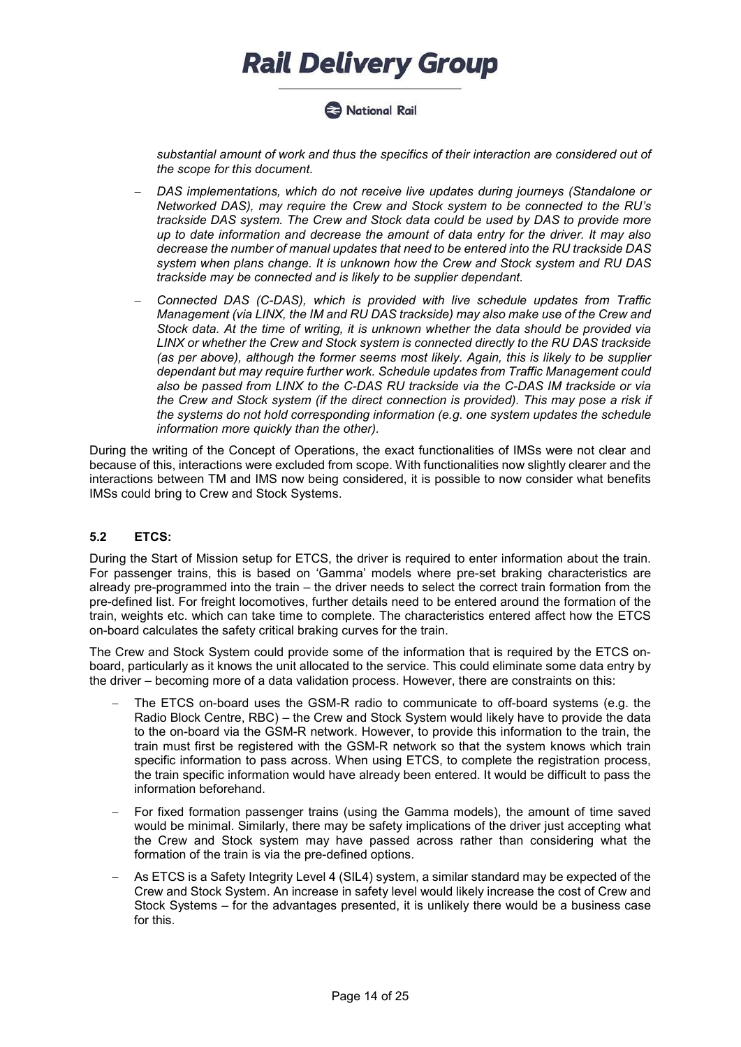*substantial amount of work and thus the specifics of their interaction are considered out of the scope for this document.*

- *DAS implementations, which do not receive live updates during journeys (Standalone or Networked DAS), may require the Crew and Stock system to be connected to the RU's trackside DAS system. The Crew and Stock data could be used by DAS to provide more up to date information and decrease the amount of data entry for the driver. It may also decrease the number of manual updates that need to be entered into the RU trackside DAS system when plans change. It is unknown how the Crew and Stock system and RU DAS trackside may be connected and is likely to be supplier dependant.*
- *Connected DAS (C-DAS), which is provided with live schedule updates from Traffic Management (via LINX, the IM and RU DAS trackside) may also make use of the Crew and Stock data. At the time of writing, it is unknown whether the data should be provided via LINX or whether the Crew and Stock system is connected directly to the RU DAS trackside (as per above), although the former seems most likely. Again, this is likely to be supplier dependant but may require further work. Schedule updates from Traffic Management could also be passed from LINX to the C-DAS RU trackside via the C-DAS IM trackside or via the Crew and Stock system (if the direct connection is provided). This may pose a risk if the systems do not hold corresponding information (e.g. one system updates the schedule information more quickly than the other).*

During the writing of the Concept of Operations, the exact functionalities of IMSs were not clear and because of this, interactions were excluded from scope. With functionalities now slightly clearer and the interactions between TM and IMS now being considered, it is possible to now consider what benefits IMSs could bring to Crew and Stock Systems.

### 5.2 ETCS:

During the Start of Mission setup for ETCS, the driver is required to enter information about the train. For passenger trains, this is based on 'Gamma' models where pre-set braking characteristics are already pre-programmed into the train – the driver needs to select the correct train formation from the pre-defined list. For freight locomotives, further details need to be entered around the formation of the train, weights etc. which can take time to complete. The characteristics entered affect how the ETCS on-board calculates the safety critical braking curves for the train.

The Crew and Stock System could provide some of the information that is required by the ETCS on-board, particularly as it knows the unit allocated to the service. This could eliminate some data entry by the driver – becoming more of a data validation process. However, there are constraints on this:

- The ETCS on-board uses the GSM-R radio to communicate to off-board systems (e.g. the Radio Block Centre, RBC) – the Crew and Stock System would likely have to provide the data to the on-board via the GSM-R network. However, to provide this information to the train, the train must first be registered with the GSM-R network so that the system knows which train specific information to pass across. When using ETCS, to complete the registration process, the train specific information would have already been entered. It would be difficult to pass the information beforehand.
- For fixed formation passenger trains (using the Gamma models), the amount of time saved would be minimal. Similarly, there may be safety implications of the driver just accepting what the Crew and Stock system may have passed across rather than considering what the formation of the train is via the pre-defined options.
- As ETCS is a Safety Integrity Level 4 (SIL4) system, a similar standard may be expected of the Crew and Stock System. An increase in safety level would likely increase the cost of Crew and Stock Systems – for the advantages presented, it is unlikely there would be a business case for this.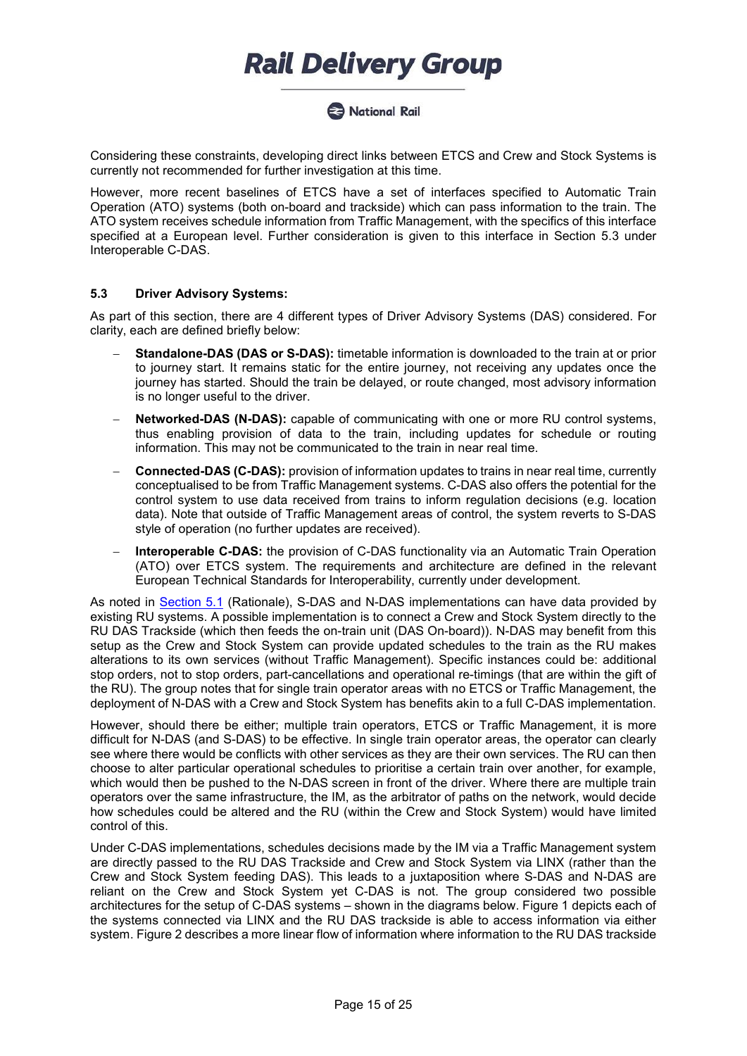Considering these constraints, developing direct links between ETCS and Crew and Stock Systems is currently not recommended for further investigation at this time.

However, more recent baselines of ETCS have a set of interfaces specified to Automatic Train Operation (ATO) systems (both on-board and trackside) which can pass information to the train. The ATO system receives schedule information from Traffic Management, with the specifics of this interface specified at a European level. Further consideration is given to this interface in Section 5.3 under Interoperable C-DAS.

### 5.3 Driver Advisory Systems:

As part of this section, there are 4 different types of Driver Advisory Systems (DAS) considered. For clarity, each are defined briefly below:

- **Standalone-DAS (DAS or S-DAS):** timetable information is downloaded to the train at or prior to journey start. It remains static for the entire journey, not receiving any updates once the journey has started. Should the train be delayed, or route changed, most advisory information is no longer useful to the driver.
- **Networked-DAS (N-DAS):** capable of communicating with one or more RU control systems, thus enabling provision of data to the train, including updates for schedule or routing information. This may not be communicated to the train in near real time.
- **Connected-DAS (C-DAS):** provision of information updates to trains in near real time, currently conceptualised to be from Traffic Management systems. C-DAS also offers the potential for the control system to use data received from trains to inform regulation decisions (e.g. location data). Note that outside of Traffic Management areas of control, the system reverts to S-DAS style of operation (no further updates are received).
- **Interoperable C-DAS:** the provision of C-DAS functionality via an Automatic Train Operation (ATO) over ETCS system. The requirements and architecture are defined in the relevant European Technical Standards for Interoperability, currently under development.

As noted in Section 5.1 (Rationale), S-DAS and N-DAS implementations can have data provided by existing RU systems. A possible implementation is to connect a Crew and Stock System directly to the RU DAS Trackside (which then feeds the on-train unit (DAS On-board)). N-DAS may benefit from this setup as the Crew and Stock System can provide updated schedules to the train as the RU makes alterations to its own services (without Traffic Management). Specific instances could be: additional stop orders, not to stop orders, part-cancellations and operational re-timings (that are within the gift of the RU). The group notes that for single train operator areas with no ETCS or Traffic Management, the deployment of N-DAS with a Crew and Stock System has benefits akin to a full C-DAS implementation.

However, should there be either; multiple train operators, ETCS or Traffic Management, it is more difficult for N-DAS (and S-DAS) to be effective. In single train operator areas, the operator can clearly see where there would be conflicts with other services as they are their own services. The RU can then choose to alter particular operational schedules to prioritise a certain train over another, for example, which would then be pushed to the N-DAS screen in front of the driver. Where there are multiple train operators over the same infrastructure, the IM, as the arbitrator of paths on the network, would decide how schedules could be altered and the RU (within the Crew and Stock System) would have limited control of this.

Under C-DAS implementations, schedules decisions made by the IM via a Traffic Management system are directly passed to the RU DAS Trackside and Crew and Stock System via LINX (rather than the Crew and Stock System feeding DAS). This leads to a juxtaposition where S-DAS and N-DAS are reliant on the Crew and Stock System yet C-DAS is not. The group considered two possible architectures for the setup of C-DAS systems – shown in the diagrams below. Figure 1 depicts each of the systems connected via LINX and the RU DAS trackside is able to access information via either system. Figure 2 describes a more linear flow of information where information to the RU DAS trackside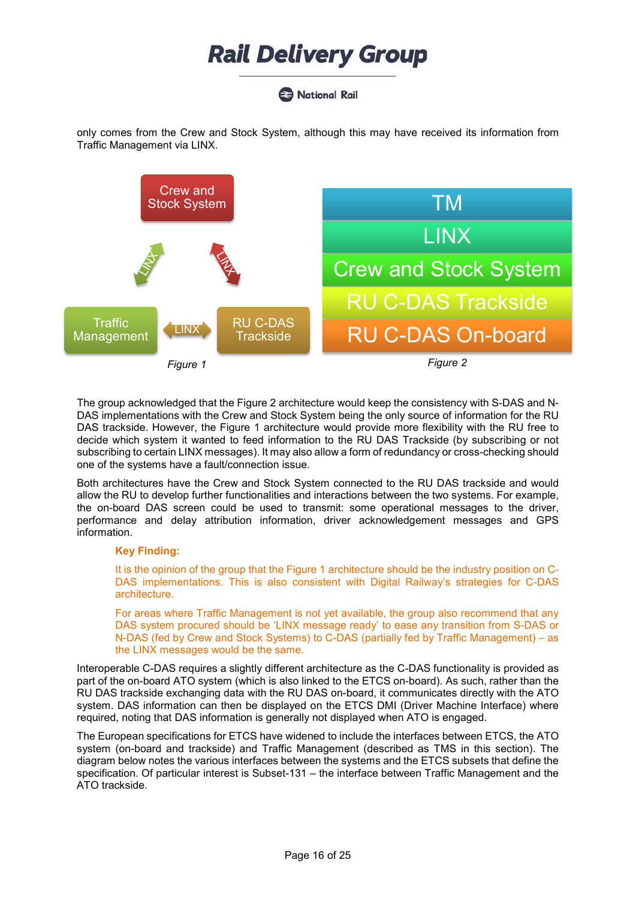only comes from the Crew and Stock System, although this may have received its information from Traffic Management via LINX.

Crew and Stock System

LINX

LINX

Traffic Management

LINX

RU C-DAS Trackside

*Figure 1*

TM

LINX

Crew and Stock System

RU C-DAS Trackside

RU C-DAS On-board

*Figure 2*

The group acknowledged that the Figure 2 architecture would keep the consistency with S-DAS and N-DAS implementations with the Crew and Stock System being the only source of information for the RU DAS trackside. However, the Figure 1 architecture would provide more flexibility with the RU free to decide which system it wanted to feed information to the RU DAS Trackside (by subscribing or not subscribing to certain LINX messages). It may also allow a form of redundancy or cross-checking should one of the systems have a fault/connection issue.

Both architectures have the Crew and Stock System connected to the RU DAS trackside and would allow the RU to develop further functionalities and interactions between the two systems. For example, the on-board DAS screen could be used to transmit: some operational messages to the driver, performance and delay attribution information, driver acknowledgement messages and GPS information.

> **Key Finding:**
>
> It is the opinion of the group that the Figure 1 architecture should be the industry position on C-DAS implementations. This is also consistent with Digital Railway's strategies for C-DAS architecture.
>
> For areas where Traffic Management is not yet available, the group also recommend that any DAS system procured should be 'LINX message ready' to ease any transition from S-DAS or N-DAS (fed by Crew and Stock Systems) to C-DAS (partially fed by Traffic Management) – as the LINX messages would be the same.

Interoperable C-DAS requires a slightly different architecture as the C-DAS functionality is provided as part of the on-board ATO system (which is also linked to the ETCS on-board). As such, rather than the RU DAS trackside exchanging data with the RU DAS on-board, it communicates directly with the ATO system. DAS information can then be displayed on the ETCS DMI (Driver Machine Interface) where required, noting that DAS information is generally not displayed when ATO is engaged.

The European specifications for ETCS have widened to include the interfaces between ETCS, the ATO system (on-board and trackside) and Traffic Management (described as TMS in this section). The diagram below notes the various interfaces between the systems and the ETCS subsets that define the specification. Of particular interest is Subset-131 – the interface between Traffic Management and the ATO trackside.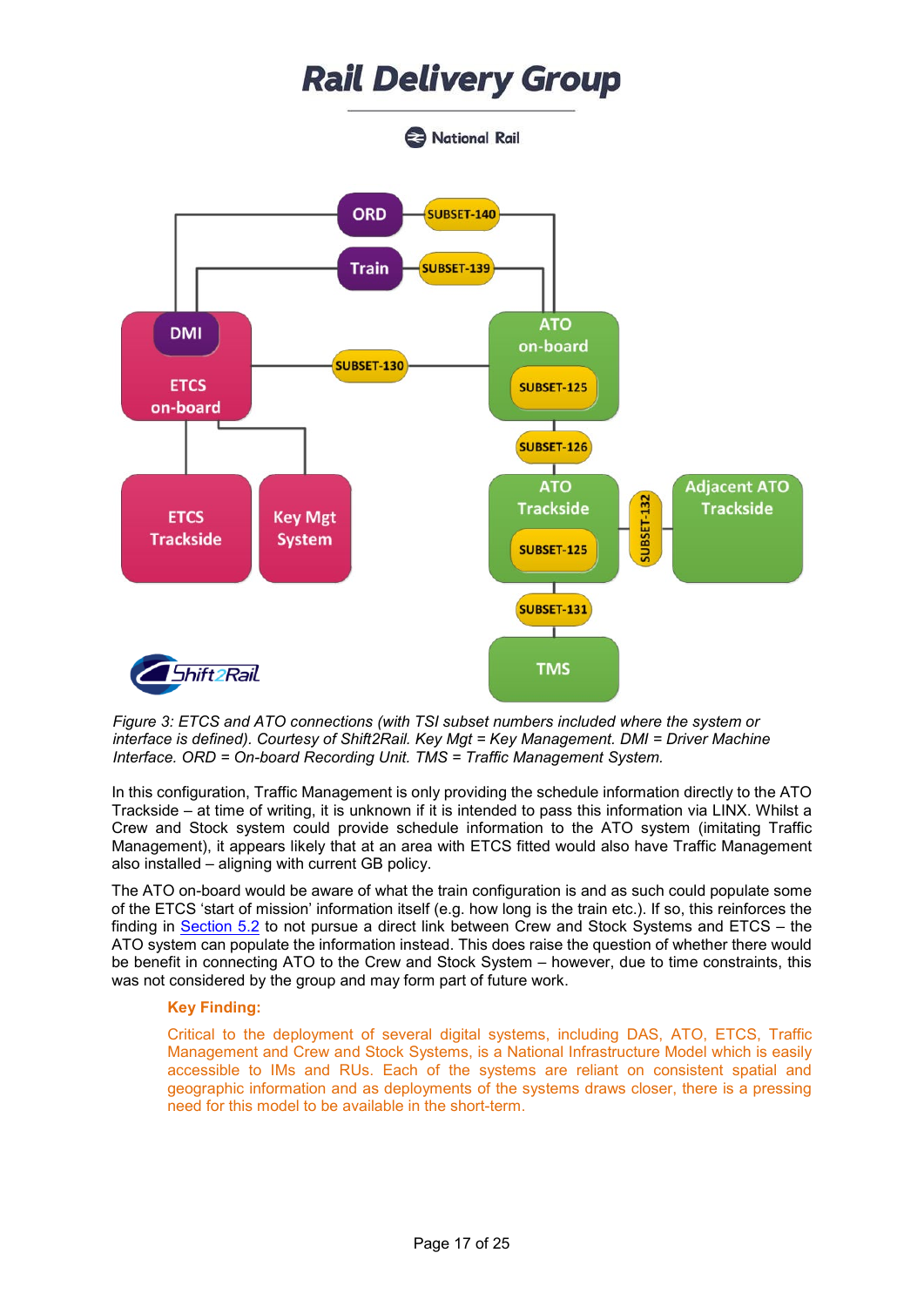ORD

SUBSET-140

Train

SUBSET-139

DMI

ETCS on-board

SUBSET-130

ATO on-board

SUBSET-125

SUBSET-126

ETCS Trackside

Key Mgt System

ATO Trackside

SUBSET-125

SUBSET-132

Adjacent ATO Trackside

SUBSET-131

TMS

Shift2Rail

*Figure 3: ETCS and ATO connections (with TSI subset numbers included where the system or interface is defined). Courtesy of Shift2Rail. Key Mgt = Key Management. DMI = Driver Machine Interface. ORD = On-board Recording Unit. TMS = Traffic Management System.*

In this configuration, Traffic Management is only providing the schedule information directly to the ATO Trackside – at time of writing, it is unknown if it is intended to pass this information via LINX. Whilst a Crew and Stock system could provide schedule information to the ATO system (imitating Traffic Management), it appears likely that at an area with ETCS fitted would also have Traffic Management also installed – aligning with current GB policy.

The ATO on-board would be aware of what the train configuration is and as such could populate some of the ETCS 'start of mission' information itself (e.g. how long is the train etc.). If so, this reinforces the finding in Section 5.2 to not pursue a direct link between Crew and Stock Systems and ETCS – the ATO system can populate the information instead. This does raise the question of whether there would be benefit in connecting ATO to the Crew and Stock System – however, due to time constraints, this was not considered by the group and may form part of future work.

**Key Finding:**

Critical to the deployment of several digital systems, including DAS, ATO, ETCS, Traffic Management and Crew and Stock Systems, is a National Infrastructure Model which is easily accessible to IMs and RUs. Each of the systems are reliant on consistent spatial and geographic information and as deployments of the systems draws closer, there is a pressing need for this model to be available in the short-term.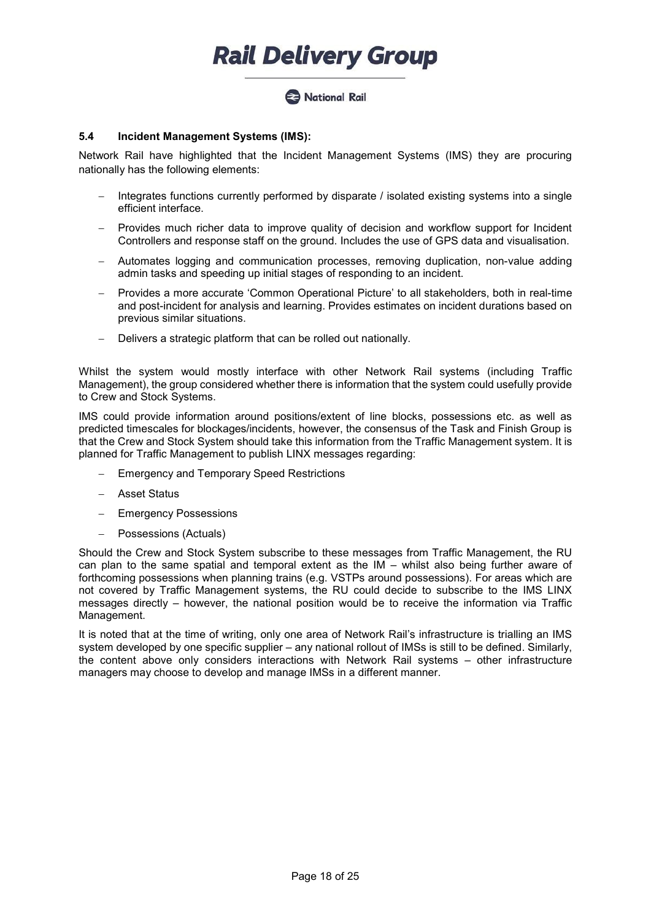### 5.4 Incident Management Systems (IMS):

Network Rail have highlighted that the Incident Management Systems (IMS) they are procuring nationally has the following elements:

- Integrates functions currently performed by disparate / isolated existing systems into a single efficient interface.
- Provides much richer data to improve quality of decision and workflow support for Incident Controllers and response staff on the ground. Includes the use of GPS data and visualisation.
- Automates logging and communication processes, removing duplication, non-value adding admin tasks and speeding up initial stages of responding to an incident.
- Provides a more accurate 'Common Operational Picture' to all stakeholders, both in real-time and post-incident for analysis and learning. Provides estimates on incident durations based on previous similar situations.
- Delivers a strategic platform that can be rolled out nationally.

Whilst the system would mostly interface with other Network Rail systems (including Traffic Management), the group considered whether there is information that the system could usefully provide to Crew and Stock Systems.

IMS could provide information around positions/extent of line blocks, possessions etc. as well as predicted timescales for blockages/incidents, however, the consensus of the Task and Finish Group is that the Crew and Stock System should take this information from the Traffic Management system. It is planned for Traffic Management to publish LINX messages regarding:

- Emergency and Temporary Speed Restrictions
- Asset Status
- Emergency Possessions
- Possessions (Actuals)

Should the Crew and Stock System subscribe to these messages from Traffic Management, the RU can plan to the same spatial and temporal extent as the IM – whilst also being further aware of forthcoming possessions when planning trains (e.g. VSTPs around possessions). For areas which are not covered by Traffic Management systems, the RU could decide to subscribe to the IMS LINX messages directly – however, the national position would be to receive the information via Traffic Management.

It is noted that at the time of writing, only one area of Network Rail's infrastructure is trialling an IMS system developed by one specific supplier – any national rollout of IMSs is still to be defined. Similarly, the content above only considers interactions with Network Rail systems – other infrastructure managers may choose to develop and manage IMSs in a different manner.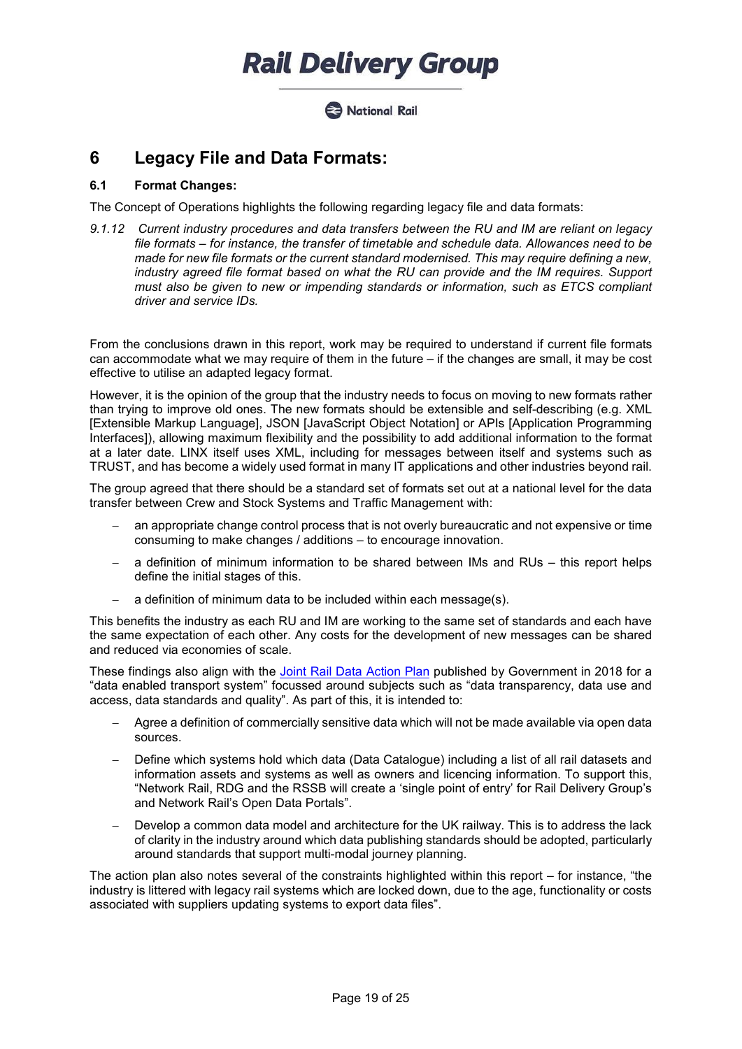# 6 Legacy File and Data Formats:

## 6.1 Format Changes:

The Concept of Operations highlights the following regarding legacy file and data formats:

*9.1.12 Current industry procedures and data transfers between the RU and IM are reliant on legacy file formats – for instance, the transfer of timetable and schedule data. Allowances need to be made for new file formats or the current standard modernised. This may require defining a new, industry agreed file format based on what the RU can provide and the IM requires. Support must also be given to new or impending standards or information, such as ETCS compliant driver and service IDs.*

From the conclusions drawn in this report, work may be required to understand if current file formats can accommodate what we may require of them in the future – if the changes are small, it may be cost effective to utilise an adapted legacy format.

However, it is the opinion of the group that the industry needs to focus on moving to new formats rather than trying to improve old ones. The new formats should be extensible and self-describing (e.g. XML [Extensible Markup Language], JSON [JavaScript Object Notation] or APIs [Application Programming Interfaces]), allowing maximum flexibility and the possibility to add additional information to the format at a later date. LINX itself uses XML, including for messages between itself and systems such as TRUST, and has become a widely used format in many IT applications and other industries beyond rail.

The group agreed that there should be a standard set of formats set out at a national level for the data transfer between Crew and Stock Systems and Traffic Management with:

- an appropriate change control process that is not overly bureaucratic and not expensive or time consuming to make changes / additions – to encourage innovation.
- a definition of minimum information to be shared between IMs and RUs – this report helps define the initial stages of this.
- a definition of minimum data to be included within each message(s).

This benefits the industry as each RU and IM are working to the same set of standards and each have the same expectation of each other. Any costs for the development of new messages can be shared and reduced via economies of scale.

These findings also align with the Joint Rail Data Action Plan published by Government in 2018 for a "data enabled transport system" focussed around subjects such as "data transparency, data use and access, data standards and quality". As part of this, it is intended to:

- Agree a definition of commercially sensitive data which will not be made available via open data sources.
- Define which systems hold which data (Data Catalogue) including a list of all rail datasets and information assets and systems as well as owners and licencing information. To support this, "Network Rail, RDG and the RSSB will create a 'single point of entry' for Rail Delivery Group's and Network Rail's Open Data Portals".
- Develop a common data model and architecture for the UK railway. This is to address the lack of clarity in the industry around which data publishing standards should be adopted, particularly around standards that support multi-modal journey planning.

The action plan also notes several of the constraints highlighted within this report – for instance, "the industry is littered with legacy rail systems which are locked down, due to the age, functionality or costs associated with suppliers updating systems to export data files".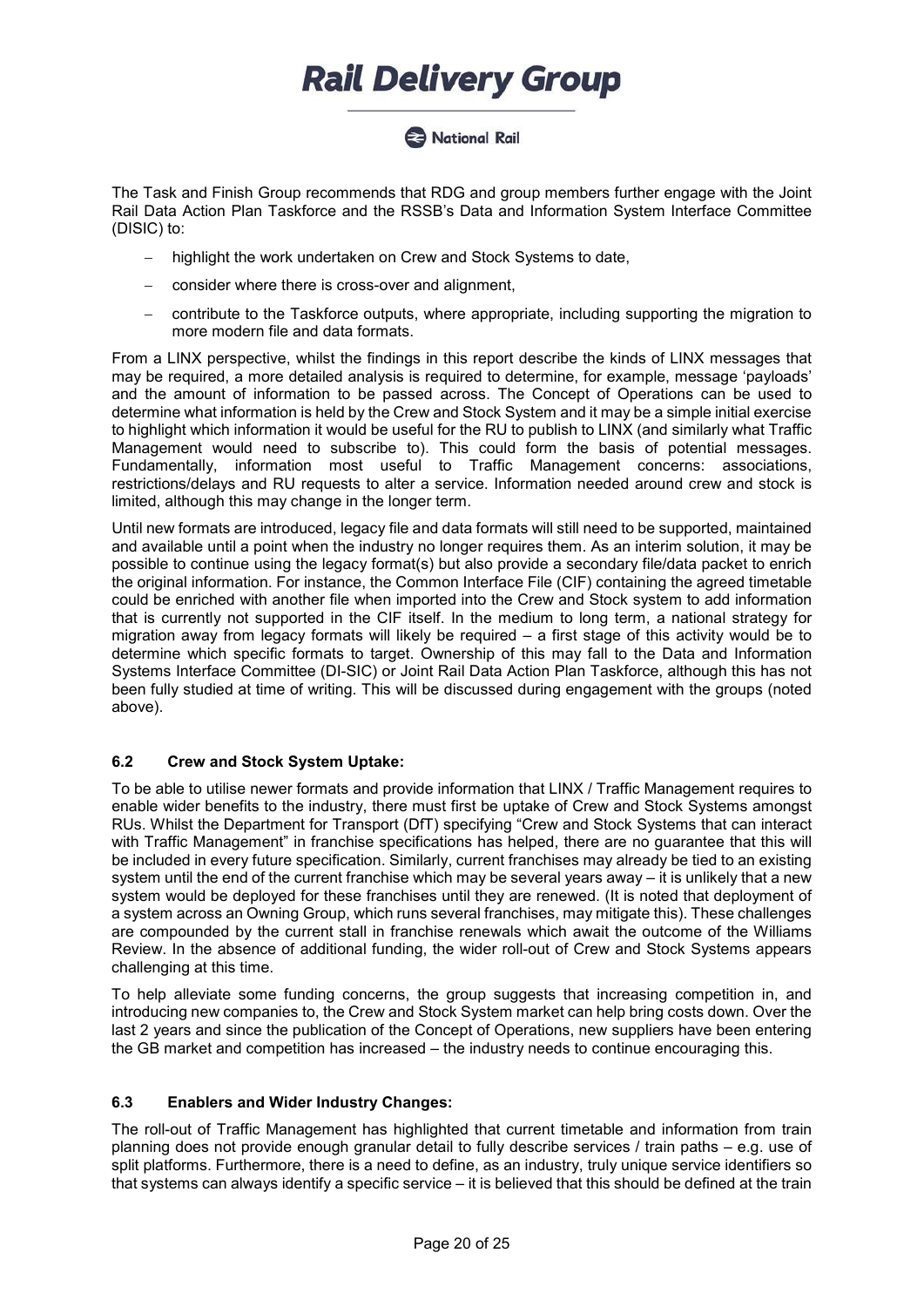The Task and Finish Group recommends that RDG and group members further engage with the Joint Rail Data Action Plan Taskforce and the RSSB's Data and Information System Interface Committee (DISIC) to:

- highlight the work undertaken on Crew and Stock Systems to date,
- consider where there is cross-over and alignment,
- contribute to the Taskforce outputs, where appropriate, including supporting the migration to more modern file and data formats.

From a LINX perspective, whilst the findings in this report describe the kinds of LINX messages that may be required, a more detailed analysis is required to determine, for example, message 'payloads' and the amount of information to be passed across. The Concept of Operations can be used to determine what information is held by the Crew and Stock System and it may be a simple initial exercise to highlight which information it would be useful for the RU to publish to LINX (and similarly what Traffic Management would need to subscribe to). This could form the basis of potential messages. Fundamentally, information most useful to Traffic Management concerns: associations, restrictions/delays and RU requests to alter a service. Information needed around crew and stock is limited, although this may change in the longer term.

Until new formats are introduced, legacy file and data formats will still need to be supported, maintained and available until a point when the industry no longer requires them. As an interim solution, it may be possible to continue using the legacy format(s) but also provide a secondary file/data packet to enrich the original information. For instance, the Common Interface File (CIF) containing the agreed timetable could be enriched with another file when imported into the Crew and Stock system to add information that is currently not supported in the CIF itself. In the medium to long term, a national strategy for migration away from legacy formats will likely be required – a first stage of this activity would be to determine which specific formats to target. Ownership of this may fall to the Data and Information Systems Interface Committee (DI-SIC) or Joint Rail Data Action Plan Taskforce, although this has not been fully studied at time of writing. This will be discussed during engagement with the groups (noted above).

### 6.2 Crew and Stock System Uptake:

To be able to utilise newer formats and provide information that LINX / Traffic Management requires to enable wider benefits to the industry, there must first be uptake of Crew and Stock Systems amongst RUs. Whilst the Department for Transport (DfT) specifying "Crew and Stock Systems that can interact with Traffic Management" in franchise specifications has helped, there are no guarantee that this will be included in every future specification. Similarly, current franchises may already be tied to an existing system until the end of the current franchise which may be several years away – it is unlikely that a new system would be deployed for these franchises until they are renewed. (It is noted that deployment of a system across an Owning Group, which runs several franchises, may mitigate this). These challenges are compounded by the current stall in franchise renewals which await the outcome of the Williams Review. In the absence of additional funding, the wider roll-out of Crew and Stock Systems appears challenging at this time.

To help alleviate some funding concerns, the group suggests that increasing competition in, and introducing new companies to, the Crew and Stock System market can help bring costs down. Over the last 2 years and since the publication of the Concept of Operations, new suppliers have been entering the GB market and competition has increased – the industry needs to continue encouraging this.

### 6.3 Enablers and Wider Industry Changes:

The roll-out of Traffic Management has highlighted that current timetable and information from train planning does not provide enough granular detail to fully describe services / train paths – e.g. use of split platforms. Furthermore, there is a need to define, as an industry, truly unique service identifiers so that systems can always identify a specific service – it is believed that this should be defined at the train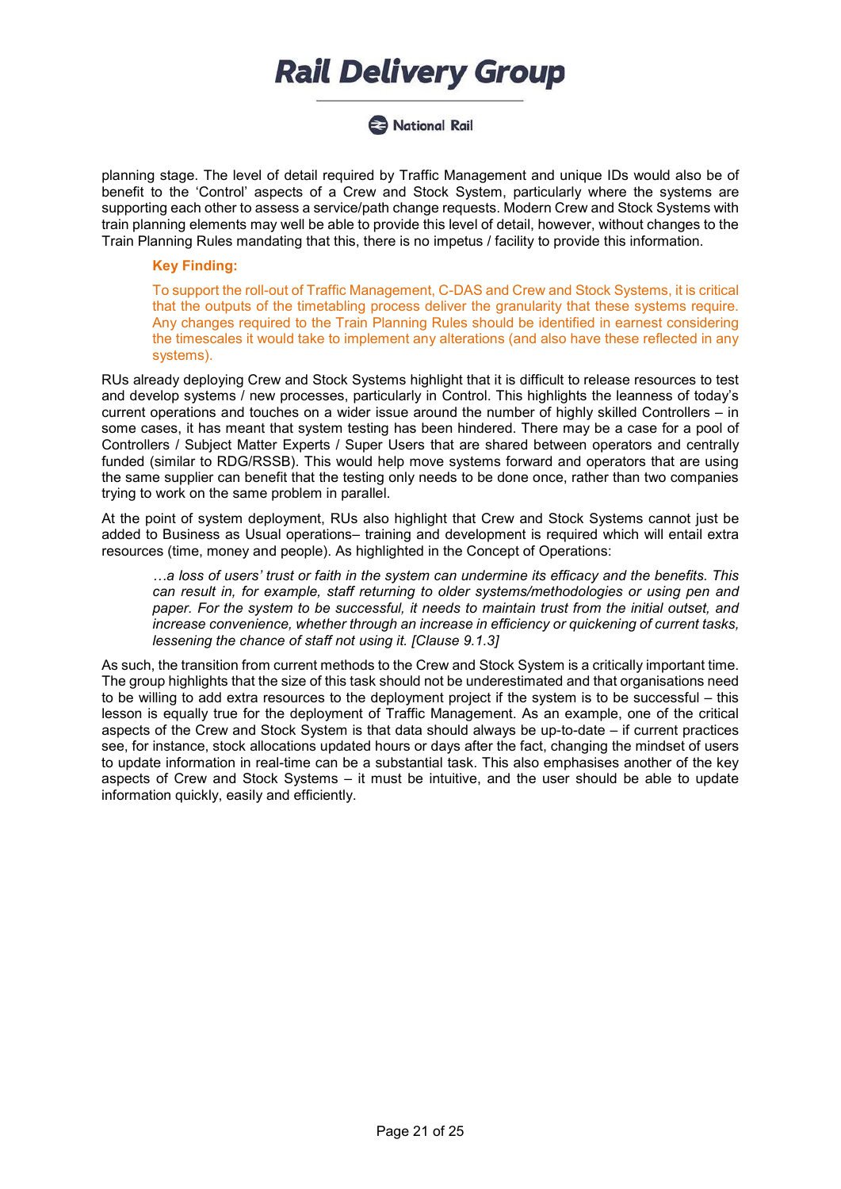planning stage. The level of detail required by Traffic Management and unique IDs would also be of benefit to the 'Control' aspects of a Crew and Stock System, particularly where the systems are supporting each other to assess a service/path change requests. Modern Crew and Stock Systems with train planning elements may well be able to provide this level of detail, however, without changes to the Train Planning Rules mandating that this, there is no impetus / facility to provide this information.

> **Key Finding:**
>
> To support the roll-out of Traffic Management, C-DAS and Crew and Stock Systems, it is critical that the outputs of the timetabling process deliver the granularity that these systems require. Any changes required to the Train Planning Rules should be identified in earnest considering the timescales it would take to implement any alterations (and also have these reflected in any systems).

RUs already deploying Crew and Stock Systems highlight that it is difficult to release resources to test and develop systems / new processes, particularly in Control. This highlights the leanness of today's current operations and touches on a wider issue around the number of highly skilled Controllers – in some cases, it has meant that system testing has been hindered. There may be a case for a pool of Controllers / Subject Matter Experts / Super Users that are shared between operators and centrally funded (similar to RDG/RSSB). This would help move systems forward and operators that are using the same supplier can benefit that the testing only needs to be done once, rather than two companies trying to work on the same problem in parallel.

At the point of system deployment, RUs also highlight that Crew and Stock Systems cannot just be added to Business as Usual operations– training and development is required which will entail extra resources (time, money and people). As highlighted in the Concept of Operations:

> *…a loss of users' trust or faith in the system can undermine its efficacy and the benefits. This can result in, for example, staff returning to older systems/methodologies or using pen and paper. For the system to be successful, it needs to maintain trust from the initial outset, and increase convenience, whether through an increase in efficiency or quickening of current tasks, lessening the chance of staff not using it. [Clause 9.1.3]*

As such, the transition from current methods to the Crew and Stock System is a critically important time. The group highlights that the size of this task should not be underestimated and that organisations need to be willing to add extra resources to the deployment project if the system is to be successful – this lesson is equally true for the deployment of Traffic Management. As an example, one of the critical aspects of the Crew and Stock System is that data should always be up-to-date – if current practices see, for instance, stock allocations updated hours or days after the fact, changing the mindset of users to update information in real-time can be a substantial task. This also emphasises another of the key aspects of Crew and Stock Systems – it must be intuitive, and the user should be able to update information quickly, easily and efficiently.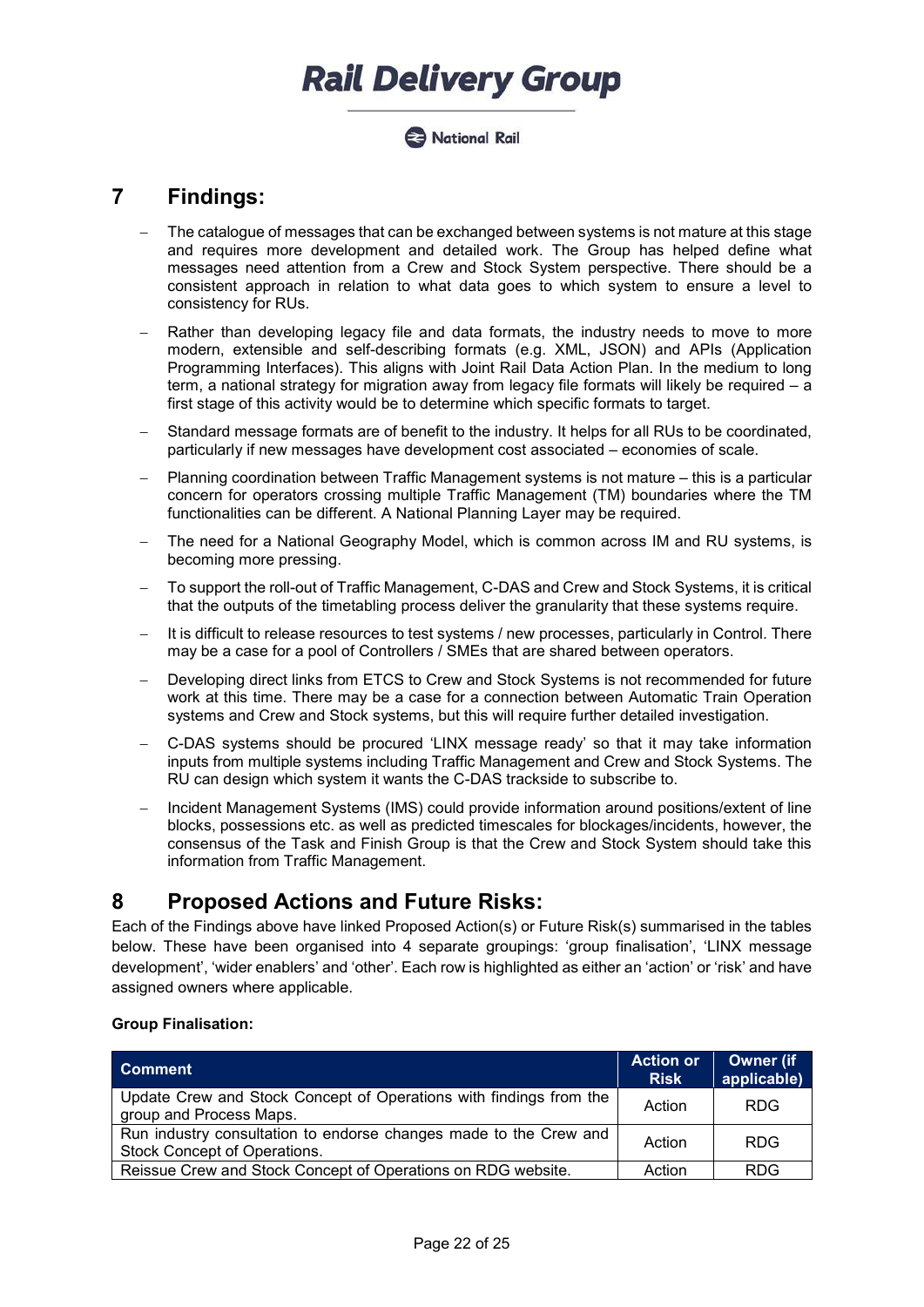## 7 Findings:

- The catalogue of messages that can be exchanged between systems is not mature at this stage and requires more development and detailed work. The Group has helped define what messages need attention from a Crew and Stock System perspective. There should be a consistent approach in relation to what data goes to which system to ensure a level to consistency for RUs.
- Rather than developing legacy file and data formats, the industry needs to move to more modern, extensible and self-describing formats (e.g. XML, JSON) and APIs (Application Programming Interfaces). This aligns with Joint Rail Data Action Plan. In the medium to long term, a national strategy for migration away from legacy file formats will likely be required – a first stage of this activity would be to determine which specific formats to target.
- Standard message formats are of benefit to the industry. It helps for all RUs to be coordinated, particularly if new messages have development cost associated – economies of scale.
- Planning coordination between Traffic Management systems is not mature – this is a particular concern for operators crossing multiple Traffic Management (TM) boundaries where the TM functionalities can be different. A National Planning Layer may be required.
- The need for a National Geography Model, which is common across IM and RU systems, is becoming more pressing.
- To support the roll-out of Traffic Management, C-DAS and Crew and Stock Systems, it is critical that the outputs of the timetabling process deliver the granularity that these systems require.
- It is difficult to release resources to test systems / new processes, particularly in Control. There may be a case for a pool of Controllers / SMEs that are shared between operators.
- Developing direct links from ETCS to Crew and Stock Systems is not recommended for future work at this time. There may be a case for a connection between Automatic Train Operation systems and Crew and Stock systems, but this will require further detailed investigation.
- C-DAS systems should be procured 'LINX message ready' so that it may take information inputs from multiple systems including Traffic Management and Crew and Stock Systems. The RU can design which system it wants the C-DAS trackside to subscribe to.
- Incident Management Systems (IMS) could provide information around positions/extent of line blocks, possessions etc. as well as predicted timescales for blockages/incidents, however, the consensus of the Task and Finish Group is that the Crew and Stock System should take this information from Traffic Management.

## 8 Proposed Actions and Future Risks:

Each of the Findings above have linked Proposed Action(s) or Future Risk(s) summarised in the tables below. These have been organised into 4 separate groupings: 'group finalisation', 'LINX message development', 'wider enablers' and 'other'. Each row is highlighted as either an 'action' or 'risk' and have assigned owners where applicable.

**Group Finalisation:**

| Comment | Action or Risk | Owner (if applicable) |
|---|---|---|
| Update Crew and Stock Concept of Operations with findings from the group and Process Maps. | Action | RDG |
| Run industry consultation to endorse changes made to the Crew and Stock Concept of Operations. | Action | RDG |
| Reissue Crew and Stock Concept of Operations on RDG website. | Action | RDG |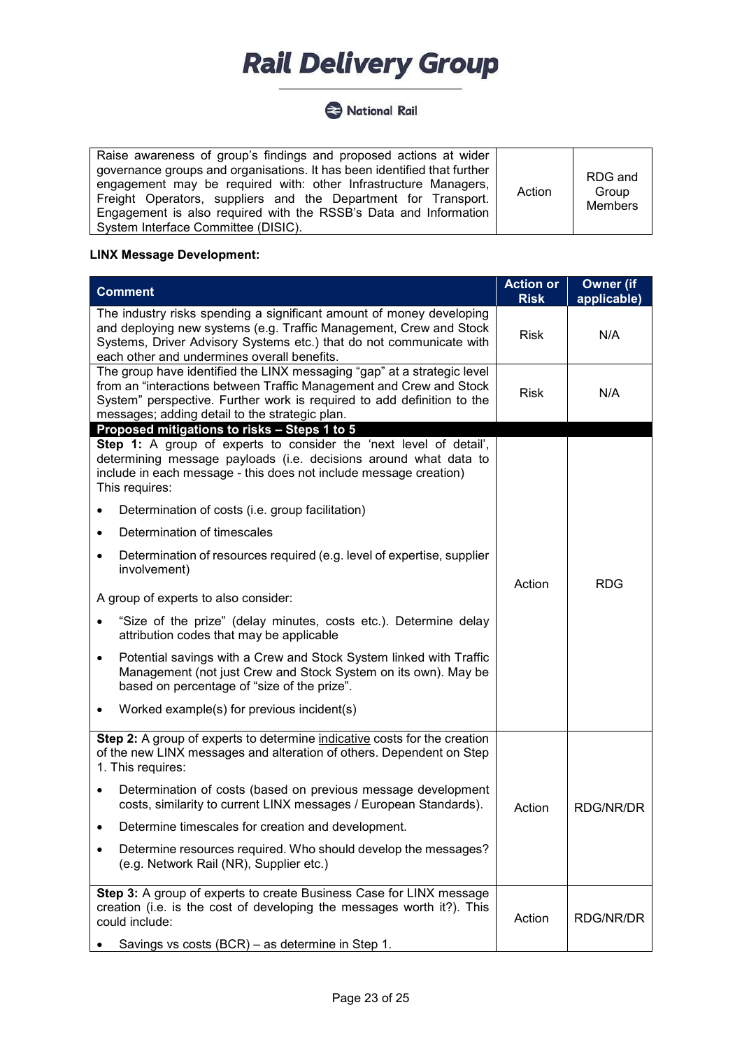| | | |
|---|---|---|
| Raise awareness of group's findings and proposed actions at wider governance groups and organisations. It has been identified that further engagement may be required with: other Infrastructure Managers, Freight Operators, suppliers and the Department for Transport. Engagement is also required with the RSSB's Data and Information System Interface Committee (DISIC). | Action | RDG and Group Members |

**LINX Message Development:**

| Comment | Action or Risk | Owner (if applicable) |
|---|---|---|
| The industry risks spending a significant amount of money developing and deploying new systems (e.g. Traffic Management, Crew and Stock Systems, Driver Advisory Systems etc.) that do not communicate with each other and undermines overall benefits. | Risk | N/A |
| The group have identified the LINX messaging "gap" at a strategic level from an "interactions between Traffic Management and Crew and Stock System" perspective. Further work is required to add definition to the messages; adding detail to the strategic plan. | Risk | N/A |
| **Proposed mitigations to risks – Steps 1 to 5** | | |
| **Step 1:** A group of experts to consider the 'next level of detail', determining message payloads (i.e. decisions around what data to include in each message - this does not include message creation) This requires:<br>• Determination of costs (i.e. group facilitation)<br>• Determination of timescales<br>• Determination of resources required (e.g. level of expertise, supplier involvement)<br>A group of experts to also consider:<br>• "Size of the prize" (delay minutes, costs etc.). Determine delay attribution codes that may be applicable<br>• Potential savings with a Crew and Stock System linked with Traffic Management (not just Crew and Stock System on its own). May be based on percentage of "size of the prize".<br>• Worked example(s) for previous incident(s) | Action | RDG |
| **Step 2:** A group of experts to determine indicative costs for the creation of the new LINX messages and alteration of others. Dependent on Step 1. This requires:<br>• Determination of costs (based on previous message development costs, similarity to current LINX messages / European Standards).<br>• Determine timescales for creation and development.<br>• Determine resources required. Who should develop the messages? (e.g. Network Rail (NR), Supplier etc.) | Action | RDG/NR/DR |
| **Step 3:** A group of experts to create Business Case for LINX message creation (i.e. is the cost of developing the messages worth it?). This could include:<br>• Savings vs costs (BCR) – as determine in Step 1. | Action | RDG/NR/DR |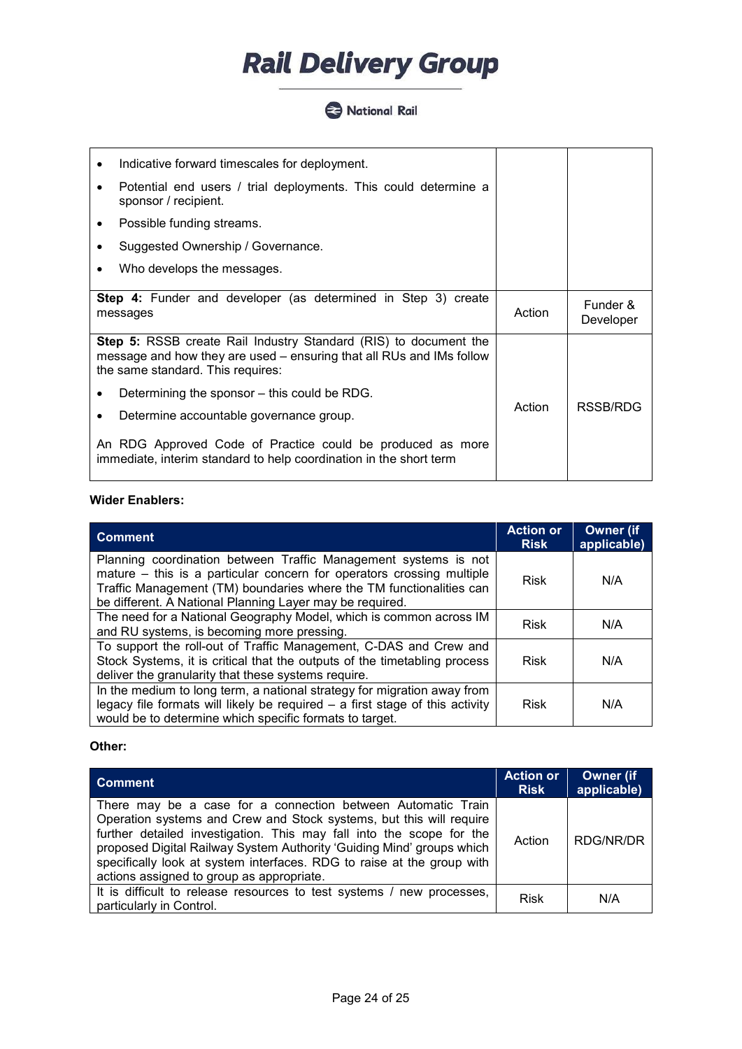| | | |
|---|---|---|
| • Indicative forward timescales for deployment.<br>• Potential end users / trial deployments. This could determine a sponsor / recipient.<br>• Possible funding streams.<br>• Suggested Ownership / Governance.<br>• Who develops the messages. | | |
| **Step 4:** Funder and developer (as determined in Step 3) create messages | Action | Funder & Developer |
| **Step 5:** RSSB create Rail Industry Standard (RIS) to document the message and how they are used – ensuring that all RUs and IMs follow the same standard. This requires:<br>• Determining the sponsor – this could be RDG.<br>• Determine accountable governance group.<br>An RDG Approved Code of Practice could be produced as more immediate, interim standard to help coordination in the short term | Action | RSSB/RDG |

**Wider Enablers:**

| Comment | Action or Risk | Owner (if applicable) |
|---|---|---|
| Planning coordination between Traffic Management systems is not mature – this is a particular concern for operators crossing multiple Traffic Management (TM) boundaries where the TM functionalities can be different. A National Planning Layer may be required. | Risk | N/A |
| The need for a National Geography Model, which is common across IM and RU systems, is becoming more pressing. | Risk | N/A |
| To support the roll-out of Traffic Management, C-DAS and Crew and Stock Systems, it is critical that the outputs of the timetabling process deliver the granularity that these systems require. | Risk | N/A |
| In the medium to long term, a national strategy for migration away from legacy file formats will likely be required – a first stage of this activity would be to determine which specific formats to target. | Risk | N/A |

**Other:**

| Comment | Action or Risk | Owner (if applicable) |
|---|---|---|
| There may be a case for a connection between Automatic Train Operation systems and Crew and Stock systems, but this will require further detailed investigation. This may fall into the scope for the proposed Digital Railway System Authority 'Guiding Mind' groups which specifically look at system interfaces. RDG to raise at the group with actions assigned to group as appropriate. | Action | RDG/NR/DR |
| It is difficult to release resources to test systems / new processes, particularly in Control. | Risk | N/A |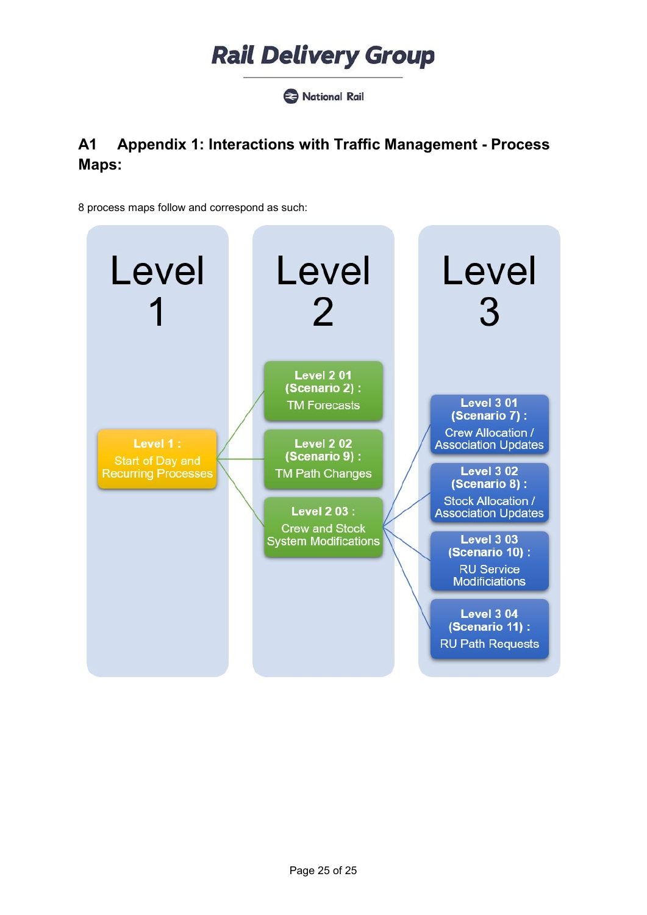# A1 Appendix 1: Interactions with Traffic Management - Process Maps:

8 process maps follow and correspond as such:

Level 1

Level 2

Level 3

**Level 1 :**
Start of Day and Recurring Processes

**Level 2 01 (Scenario 2) :**
TM Forecasts

**Level 2 02 (Scenario 9) :**
TM Path Changes

**Level 2 03 :**
Crew and Stock System Modifications

**Level 3 01 (Scenario 7) :**
Crew Allocation / Association Updates

**Level 3 02 (Scenario 8) :**
Stock Allocation / Association Updates

**Level 3 03 (Scenario 10) :**
RU Service Modificiations

**Level 3 04 (Scenario 11) :**
RU Path Requests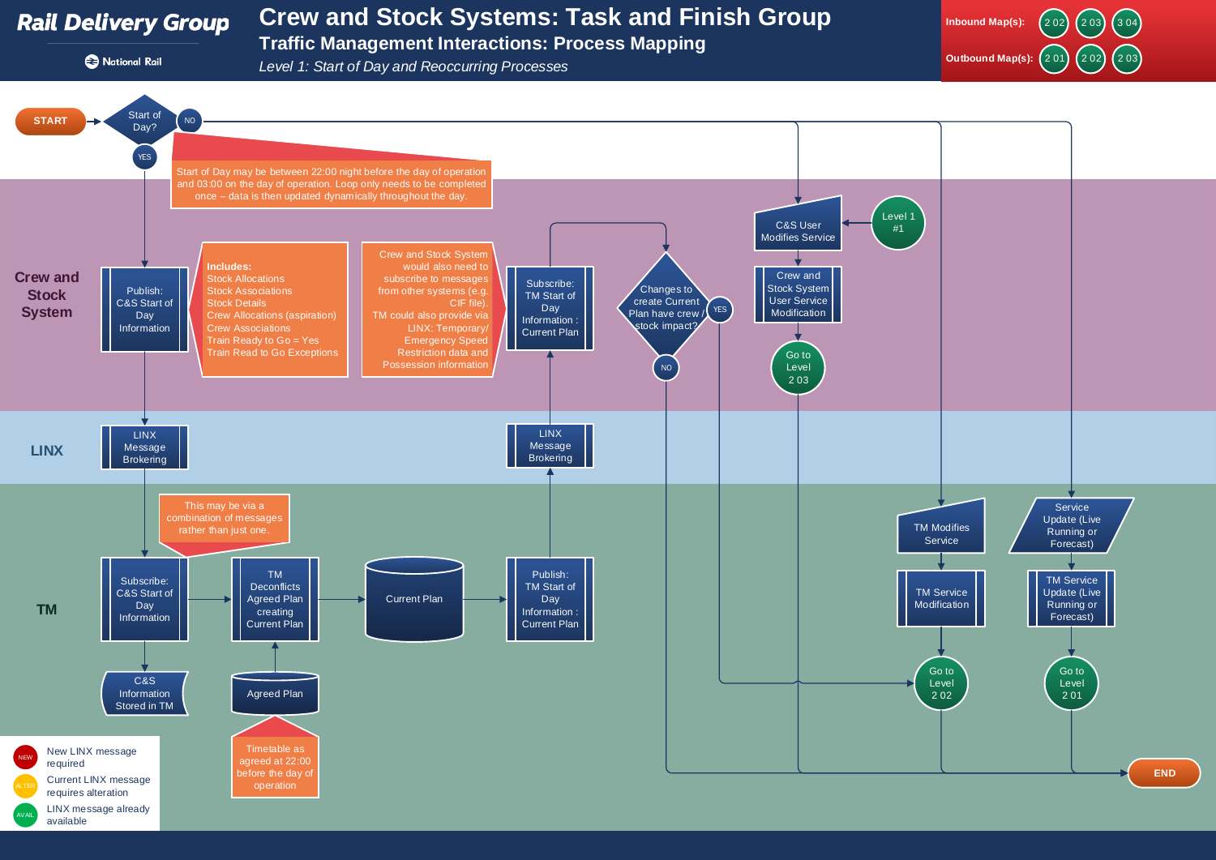# Crew and Stock Systems: Task and Finish Group

## Traffic Management Interactions: Process Mapping

*Level 1: Start of Day and Reoccurring Processes*

Rail Delivery Group

National Rail

Inbound Map(s): 2 02, 2 03, 3 04

Outbound Map(s): 2 01, 2 02, 2 03

START

Start of Day?

NO

YES

Start of Day may be between 22:00 night before the day of operation and 03:00 on the day of operation. Loop only needs to be completed once – data is then updated dynamically throughout the day.

**Crew and Stock System**

Publish: C&S Start of Day Information

**Includes:**
Stock Allocations
Stock Associations
Stock Details
Crew Allocations (aspiration)
Crew Associations
Train Ready to Go = Yes
Train Read to Go Exceptions

Crew and Stock System would also need to subscribe to messages from other systems (e.g. CIF file).
TM could also provide via LINX: Temporary/ Emergency Speed Restriction data and Possession information

Subscribe: TM Start of Day Information : Current Plan

Changes to create Current Plan have crew / stock impact?

YES

NO

C&S User Modifies Service

Level 1 #1

Crew and Stock System User Service Modification

Go to Level 2 03

**LINX**

LINX Message Brokering

LINX Message Brokering

**TM**

This may be via a combination of messages rather than just one.

Subscribe: C&S Start of Day Information

TM Deconflicts Agreed Plan creating Current Plan

Current Plan

Publish: TM Start of Day Information : Current Plan

C&S Information Stored in TM

Agreed Plan

Timetable as agreed at 22:00 before the day of operation

TM Modifies Service

TM Service Modification

Go to Level 2 02

Service Update (Live Running or Forecast)

TM Service Update (Live Running or Forecast)

Go to Level 2 01

END

NEW – New LINX message required
ALTER – Current LINX message requires alteration
AVAIL – LINX message already available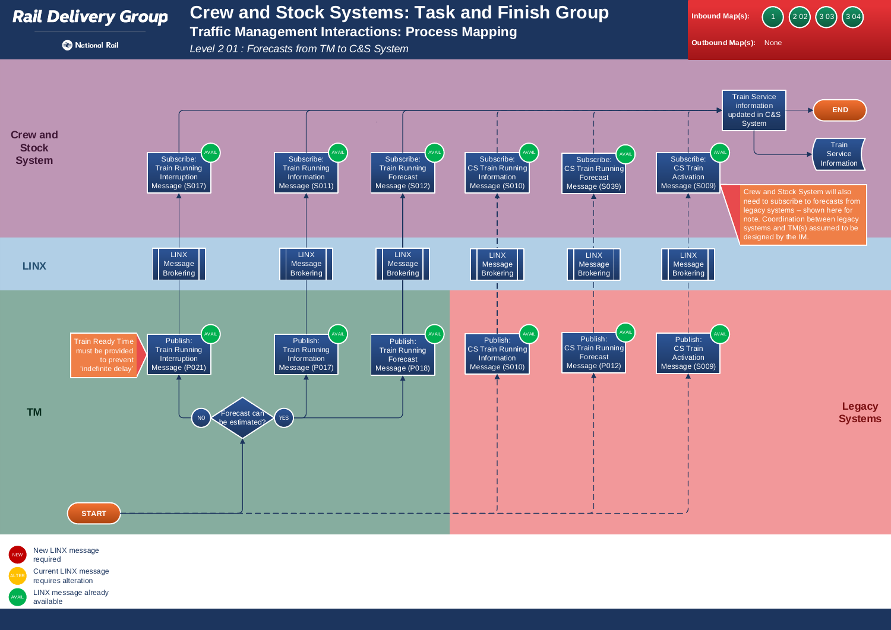# Crew and Stock Systems: Task and Finish Group

## Traffic Management Interactions: Process Mapping

*Level 2 01 : Forecasts from TM to C&S System*

Inbound Map(s): 1, 2 02, 3 03, 3 04

Outbound Map(s): None

Crew and Stock System

LINX

TM

Legacy Systems

START

Forecast can be estimated?

NO

YES

Train Ready Time must be provided to prevent 'indefinite delay'

Publish: Train Running Interruption Message (P021) — AVAIL

Publish: Train Running Information Message (P017) — AVAIL

Publish: Train Running Forecast Message (P018) — AVAIL

Publish: CS Train Running Information Message (S010) — AVAIL

Publish: CS Train Running Forecast Message (P012) — AVAIL

Publish: CS Train Activation Message (S009) — AVAIL

LINX Message Brokering

LINX Message Brokering

LINX Message Brokering

LINX Message Brokering

LINX Message Brokering

LINX Message Brokering

Subscribe: Train Running Interruption Message (S017) — AVAIL

Subscribe: Train Running Information Message (S011) — AVAIL

Subscribe: Train Running Forecast Message (S012) — AVAIL

Subscribe: CS Train Running Information Message (S010) — AVAIL

Subscribe: CS Train Running Forecast Message (S039) — AVAIL

Subscribe: CS Train Activation Message (S009) — AVAIL

Crew and Stock System will also need to subscribe to forecasts from legacy systems – shown here for note. Coordination between legacy systems and TM(s) assumed to be designed by the IM.

Train Service information updated in C&S System

Train Service Information

END

NEW — New LINX message required

ALTER — Current LINX message requires alteration

AVAIL — LINX message already available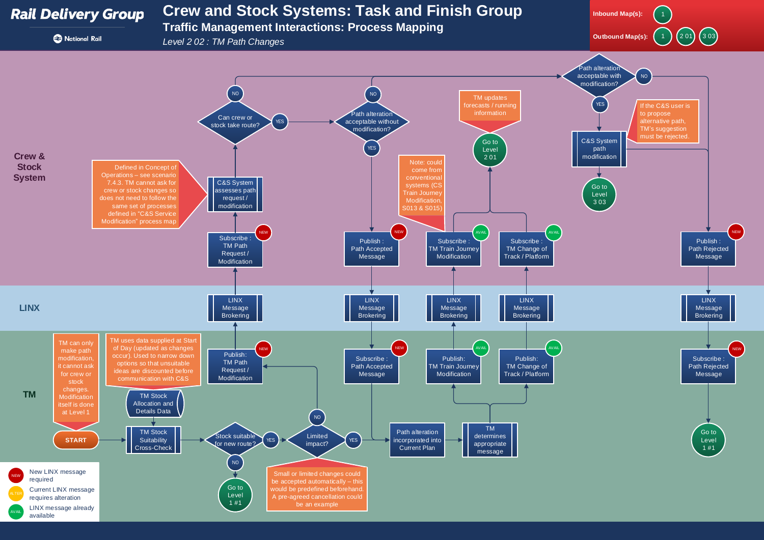# Crew and Stock Systems: Task and Finish Group

## Traffic Management Interactions: Process Mapping

*Level 2 02 : TM Path Changes*

Rail Delivery Group

National Rail

Inbound Map(s): 1

Outbound Map(s): 1, 2 01, 3 03

**Crew & Stock System**

- C&S System assesses path request / modification
- Can crew or stock take route? (YES / NO)
- Path alteration acceptable without modification? (YES / NO)
- Path alteration acceptable with modification? (YES / NO)
- C&S System path modification
- Go to Level 3 03
- TM updates forecasts / running information
- Go to Level 2 01
- Subscribe : TM Path Request / Modification (NEW)
- Publish : Path Accepted Message (NEW)
- Subscribe : TM Train Journey Modification (AVAIL)
- Subscribe : TM Change of Track / Platform (AVAIL)
- Publish : Path Rejected Message (NEW)

Defined in Concept of Operations – see scenario 7.4.3. TM cannot ask for crew or stock changes so does not need to follow the same set of processes defined in "C&S Service Modification" process map

Note: could come from conventional systems (CS Train Journey Modification, S013 & S015)

If the C&S user is to propose alternative path, TM's suggestion must be rejected.

**LINX**

- LINX Message Brokering

**TM**

- START
- TM Stock Suitability Cross-Check
- TM Stock Allocation and Details Data
- Stock suitable for new route? (YES / NO)
- Go to Level 1 #1
- Limited impact? (YES / NO)
- Publish: TM Path Request / Modification (NEW)
- Subscribe : Path Accepted Message (NEW)
- Path alteration incorporated into Current Plan
- TM determines appropriate message
- Publish: TM Train Journey Modification (AVAIL)
- Publish: TM Change of Track / Platform (AVAIL)
- Subscribe : Path Rejected Message (NEW)
- Go to Level 1 #1

TM can only make path modification, it cannot ask for stock changes. Modification itself is done at Level 1

TM uses data supplied at Start of Day (updated as changes occur). Used to narrow down options so that unsuitable ideas are discounted before communication with C&S

Small or limited changes could be accepted automatically – this would be predefined beforehand. A pre-agreed cancellation could be an example

**Key:**

- NEW: New LINX message required
- ALTER: Current LINX message requires alteration
- AVAIL: LINX message already available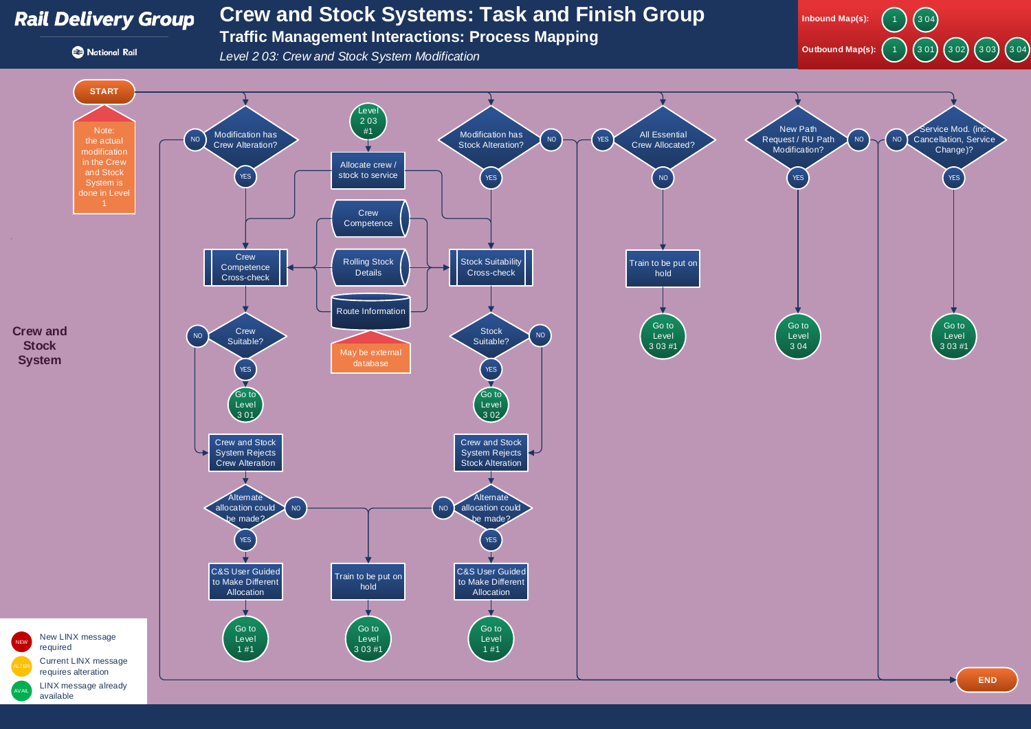**Rail Delivery Group**

National Rail

# Crew and Stock Systems: Task and Finish Group

## Traffic Management Interactions: Process Mapping

*Level 2 03: Crew and Stock System Modification*

Inbound Map(s): 1, 3 04

Outbound Map(s): 1, 3 01, 3 02, 3 03, 3 04

**Crew and Stock System**

START

Note: the actual modification in the Crew and Stock System is done in Level 1

Modification has Crew Alteration?

NO

YES

Level 2 03 #1

Allocate crew / stock to service

Crew Competence

Rolling Stock Details

Route Information

May be external database

Crew Competence Cross-check

Crew Suitable?

NO

YES

Go to Level 3 01

Crew and Stock System Rejects Crew Alteration

Alternate allocation could be made?

NO

YES

C&S User Guided to Make Different Allocation

Go to Level 1 #1

Train to be put on hold

Go to Level 3 03 #1

Modification has Stock Alteration?

NO

YES

Stock Suitability Cross-check

Stock Suitable?

NO

YES

Go to Level 3 02

Crew and Stock System Rejects Stock Alteration

Alternate allocation could be made?

NO

YES

C&S User Guided to Make Different Allocation

Go to Level 1 #1

All Essential Crew Allocated?

YES

NO

Train to be put on hold

Go to Level 3 03 #1

New Path Request / RU Path Modification?

NO

YES

Go to Level 3 04

Service Mod. (inc. Cancellation, Service Change)?

NO

YES

Go to Level 3 03 #1

END

NEW – New LINX message required

ALTER – Current LINX message requires alteration

AVAIL – LINX message already available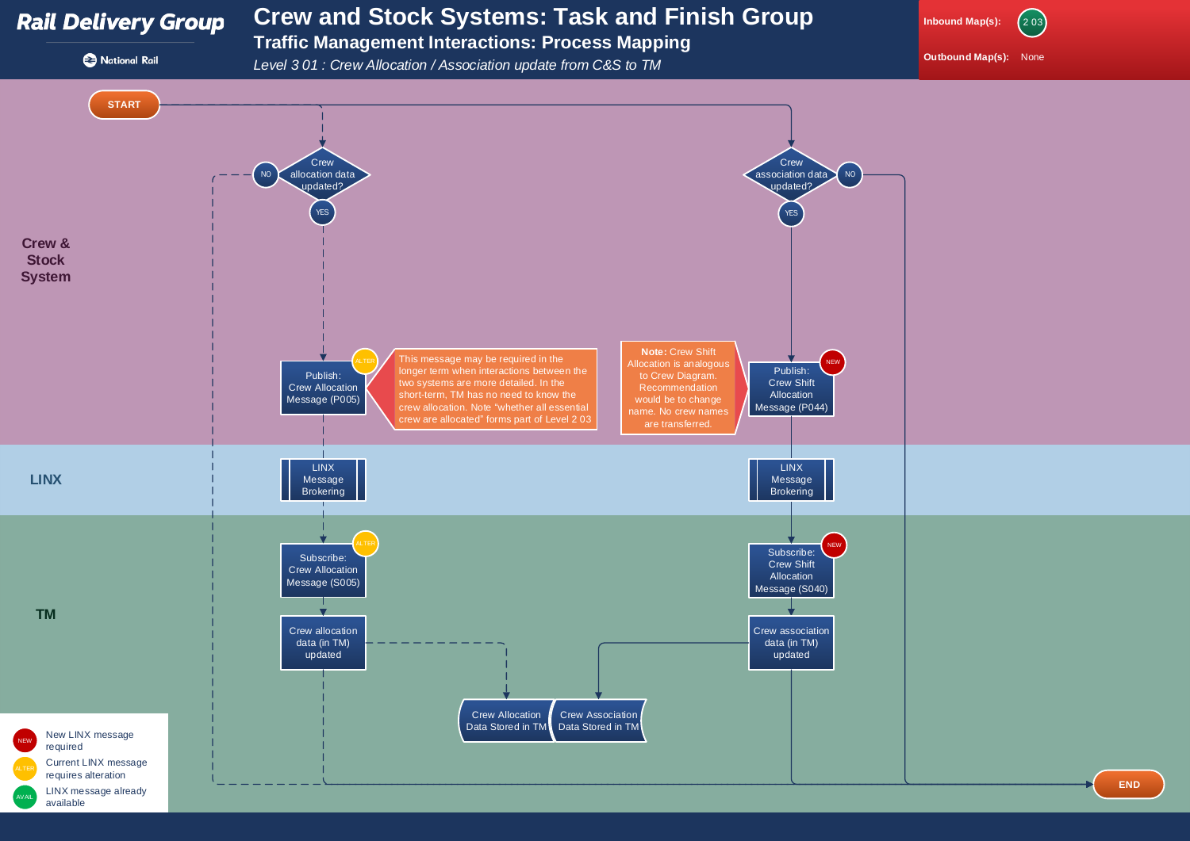**Rail Delivery Group**

National Rail

# Crew and Stock Systems: Task and Finish Group

## Traffic Management Interactions: Process Mapping

*Level 3 01 : Crew Allocation / Association update from C&S to TM*

**Inbound Map(s):** 2 03

**Outbound Map(s):** None

**Crew & Stock System**

START

Crew allocation data updated?

NO

YES

Crew association data updated?

NO

YES

Publish: Crew Allocation Message (P005)

ALTER

This message may be required in the longer term when interactions between the two systems are more detailed. In the short-term, TM has no need to know the crew allocation. Note "whether all essential crew are allocated" forms part of Level 2 03

**Note:** Crew Shift Allocation is analogous to Crew Diagram. Recommendation would be to change name. No crew names are transferred.

Publish: Crew Shift Allocation Message (P044)

NEW

**LINX**

LINX Message Brokering

LINX Message Brokering

**TM**

Subscribe: Crew Allocation Message (S005)

ALTER

Subscribe: Crew Shift Allocation Message (S040)

NEW

Crew allocation data (in TM) updated

Crew association data (in TM) updated

Crew Allocation Data Stored in TM

Crew Association Data Stored in TM

END

NEW — New LINX message required

ALTER — Current LINX message requires alteration

AVAIL — LINX message already available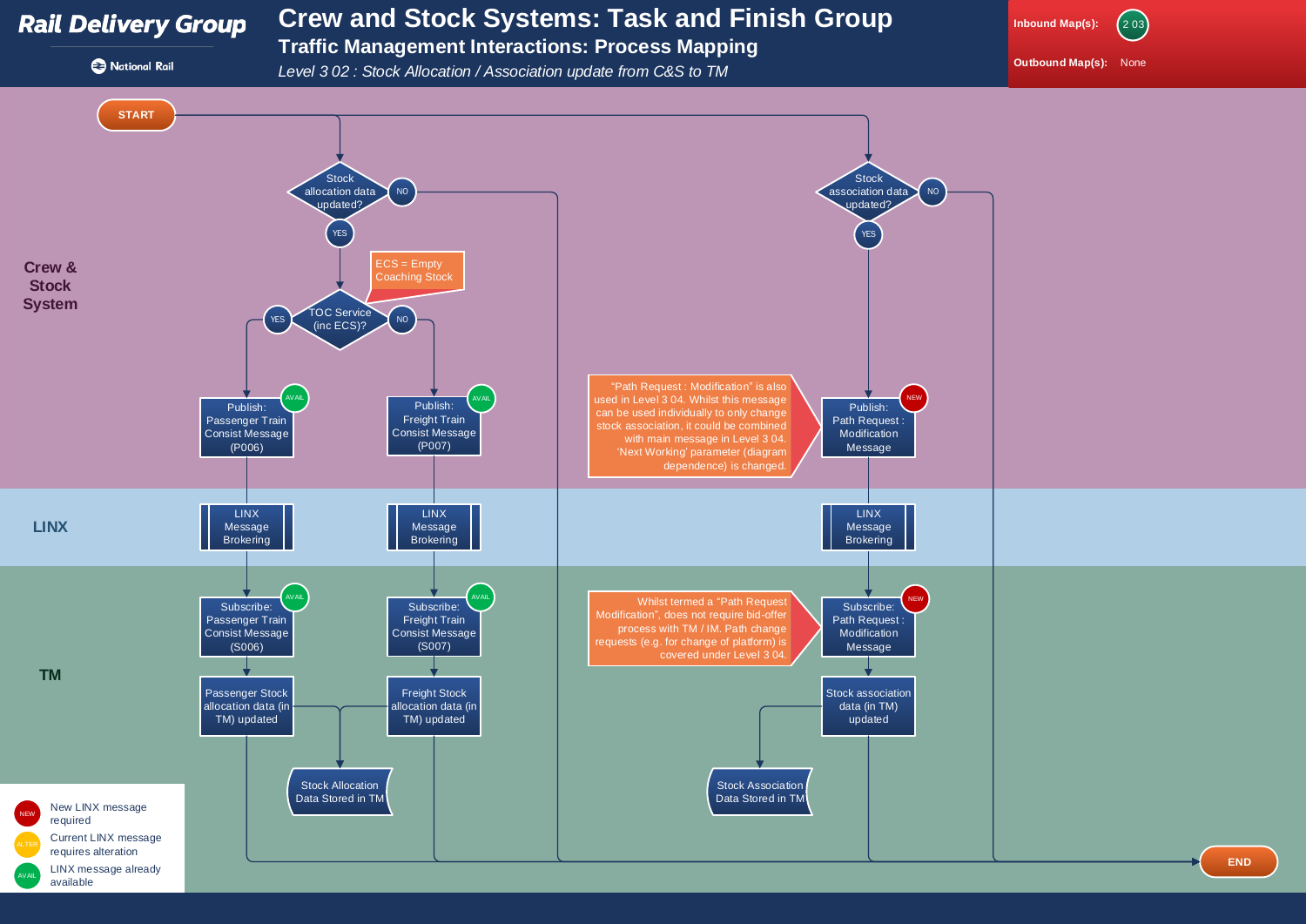# Crew and Stock Systems: Task and Finish Group

## Traffic Management Interactions: Process Mapping

*Level 3 02 : Stock Allocation / Association update from C&S to TM*

Rail Delivery Group

National Rail

Inbound Map(s): 2 03

Outbound Map(s): None

Crew & Stock System

LINX

TM

START

Stock allocation data updated?

NO

YES

ECS = Empty Coaching Stock

TOC Service (inc ECS)?

YES

NO

Publish: Passenger Train Consist Message (P006)

AVAIL

Publish: Freight Train Consist Message (P007)

AVAIL

LINX Message Brokering

LINX Message Brokering

Subscribe: Passenger Train Consist Message (S006)

AVAIL

Subscribe: Freight Train Consist Message (S007)

AVAIL

Passenger Stock allocation data (in TM) updated

Freight Stock allocation data (in TM) updated

Stock Allocation Data Stored in TM

Stock association data updated?

NO

YES

"Path Request : Modification" is also used in Level 3 04. Whilst this message can be used individually to only change stock association, it could be combined with main message in Level 3 04. 'Next Working' parameter (diagram dependence) is changed.

Publish: Path Request : Modification Message

NEW

LINX Message Brokering

Whilst termed a "Path Request Modification", does not require bid-offer process with TM / IM. Path change requests (e.g. for change of platform) is covered under Level 3 04.

Subscribe: Path Request : Modification Message

NEW

Stock association data (in TM) updated

Stock Association Data Stored in TM

END

NEW – New LINX message required

ALTER – Current LINX message requires alteration

AVAIL – LINX message already available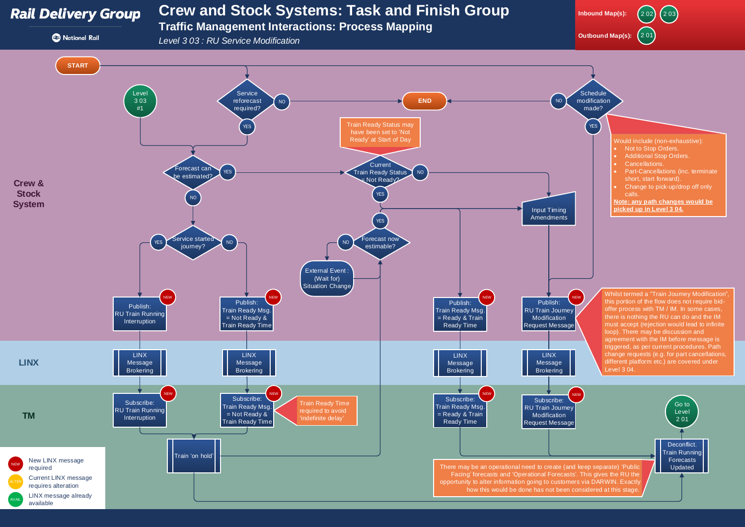# Crew and Stock Systems: Task and Finish Group

## Traffic Management Interactions: Process Mapping

*Level 3 03 : RU Service Modification*

Rail Delivery Group

National Rail

Inbound Map(s): 2 02, 2 03

Outbound Map(s): 2 01

Crew & Stock System

LINX

TM

START

Level 3 03 #1

Service reforecast required?

NO

YES

END

Schedule modification made?

NO

YES

Would include (non-exhaustive):

- Not to Stop Orders.
- Additional Stop Orders.
- Cancellations.
- Part-Cancellations (inc. terminate short, start forward).
- Change to pick-up/drop off only calls.

Note: any path changes would be picked up in Level 3 04.

Train Ready Status may have been set to 'Not Ready' at Start of Day

Forecast can be estimated?

YES

NO

Current Train Ready Status = Not Ready?

NO

YES

Input Timing Amendments

Service started journey?

YES

NO

Forecast now estimable?

YES

NO

External Event : (Wait for) Situation Change

NEW Publish: RU Train Running Interruption

NEW Publish: Train Ready Msg. = Not Ready & Train Ready Time

NEW Publish: Train Ready Msg. = Ready & Train Ready Time

NEW Publish: RU Train Journey Modification Request Message

Whilst termed a "Train Journey Modification", this portion of the flow does not require bid-offer process with TM / IM. In some cases, there is nothing the RU can do and the IM must accept (rejection would lead to infinite loop). There may be discussion and agreement with the IM before message is triggered, as per current procedures. Path change requests (e.g. for part cancellations, different platform etc.) are covered under Level 3 04.

LINX Message Brokering

LINX Message Brokering

LINX Message Brokering

LINX Message Brokering

NEW Subscribe: RU Train Running Interruption

NEW Subscribe: Train Ready Msg. = Not Ready & Train Ready Time

Train Ready Time required to avoid 'indefinite delay'

NEW Subscribe: Train Ready Msg. = Ready & Train Ready Time

NEW Subscribe: RU Train Journey Modification Request Message

Go to Level 2 01

Train 'on hold'

Deconflict. Train Running Forecasts Updated

There may be an operational need to create (and keep separate) 'Public Facing' forecasts and 'Operational Forecasts'. This gives the RU the opportunity to alter information going to customers via DARWIN. Exactly how this would be done has not been considered at this stage.

NEW — New LINX message required

ALTER — Current LINX message requires alteration

AVAIL — LINX message already available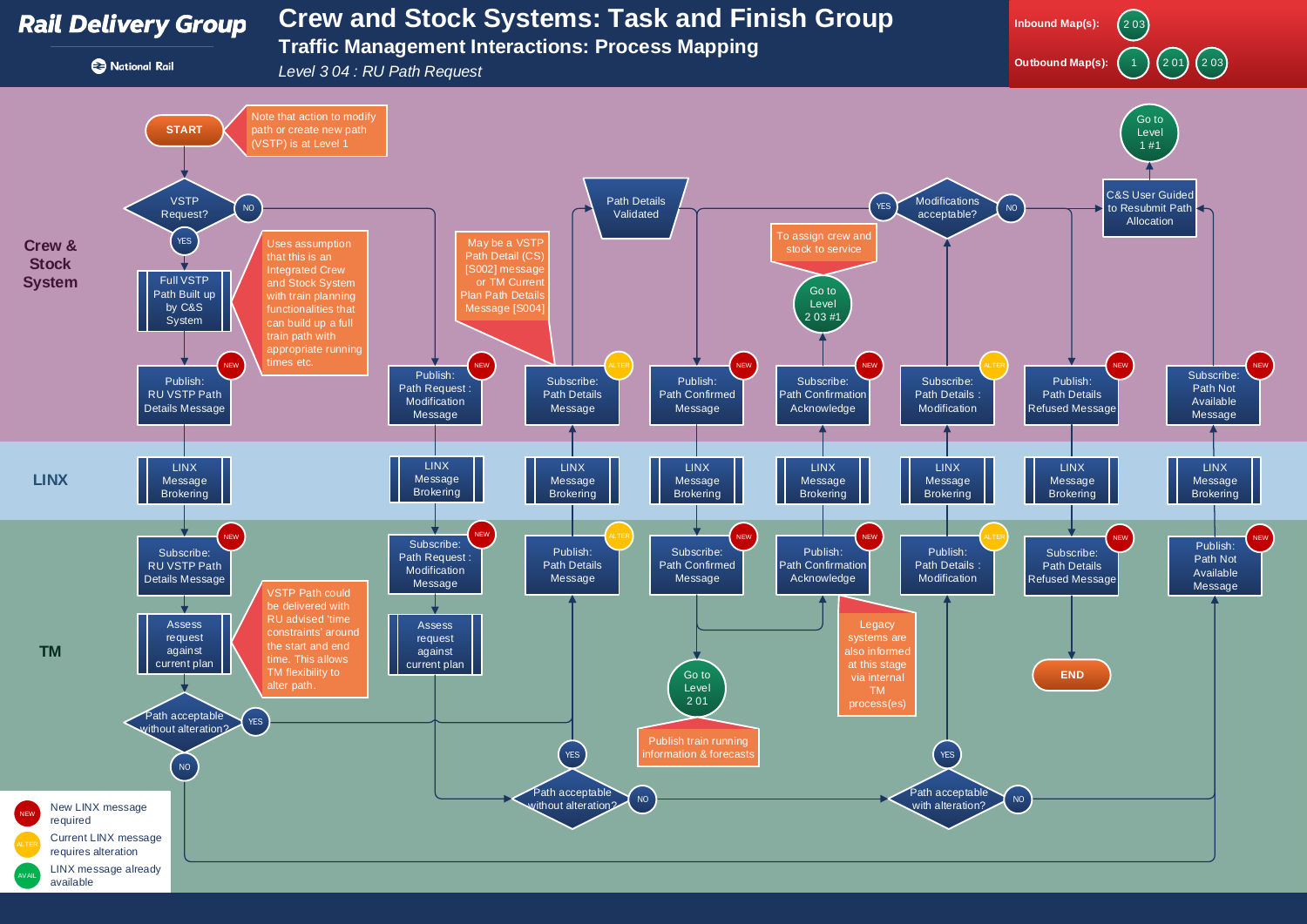# Crew and Stock Systems: Task and Finish Group

## Traffic Management Interactions: Process Mapping

*Level 3 04 : RU Path Request*

Rail Delivery Group

National Rail

Inbound Map(s): 2 03

Outbound Map(s): 1, 2 01, 2 03

Crew & Stock System

LINX

TM

START

Note that action to modify path or create new path (VSTP) is at Level 1

VSTP Request?

YES

NO

Full VSTP Path Built up by C&S System

Uses assumption that this is an Integrated Crew and Stock System with train planning functionalities that can build up a full train path with appropriate running times etc.

Publish: RU VSTP Path Details Message (NEW)

LINX Message Brokering

Subscribe: RU VSTP Path Details Message (NEW)

Assess request against current plan

VSTP Path could be delivered with RU advised 'time constraints' around the start and end time. This allows TM flexibility to alter path.

Path acceptable without alteration?

YES

NO

Publish: Path Request : Modification Message (NEW)

LINX Message Brokering

Subscribe: Path Request : Modification Message (NEW)

Assess request against current plan

Path acceptable without alteration?

YES

NO

May be a VSTP Path Detail (CS) [S002] message or TM Current Plan Path Details Message [S004]

Path Details Validated

Subscribe: Path Details Message (ALTER)

LINX Message Brokering

Publish: Path Details Message (ALTER)

Publish: Path Confirmed Message (NEW)

LINX Message Brokering

Subscribe: Path Confirmed Message (NEW)

Go to Level 2 01

Publish train running information & forecasts

To assign crew and stock to service

Go to Level 2 03 #1

Subscribe: Path Confirmation Acknowledge (NEW)

LINX Message Brokering

Publish: Path Confirmation Acknowledge (NEW)

Legacy systems are also informed at this stage via internal TM process(es)

Modifications acceptable?

YES

NO

Subscribe: Path Details : Modification (ALTER)

LINX Message Brokering

Publish: Path Details : Modification (ALTER)

Path acceptable with alteration?

YES

NO

Publish: Path Details Refused Message (NEW)

LINX Message Brokering

Subscribe: Path Details Refused Message (NEW)

END

C&S User Guided to Resubmit Path Allocation

Go to Level 1 #1

Subscribe: Path Not Available Message (NEW)

LINX Message Brokering

Publish: Path Not Available Message (NEW)

NEW: New LINX message required

ALTER: Current LINX message requires alteration

AVAIL: LINX message already available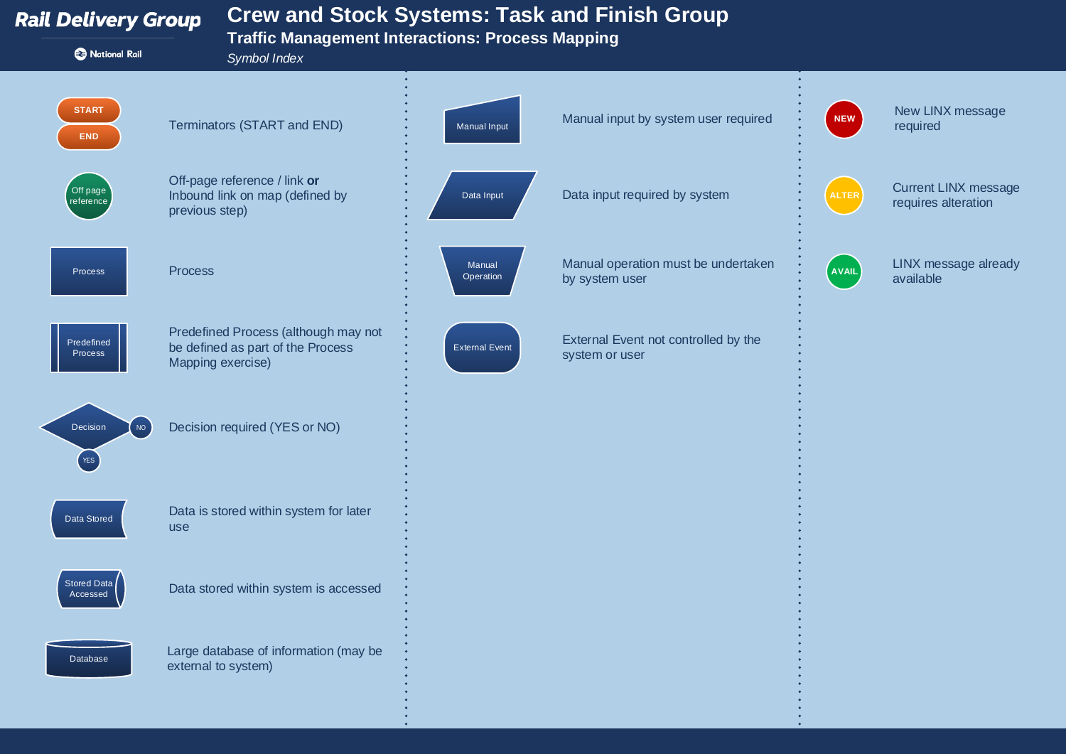Rail Delivery Group

National Rail

# Crew and Stock Systems: Task and Finish Group

## Traffic Management Interactions: Process Mapping

*Symbol Index*

| Symbol | Description |
|---|---|
| START / END | Terminators (START and END) |
| Off page reference | Off-page reference / link **or** Inbound link on map (defined by previous step) |
| Process | Process |
| Predefined Process | Predefined Process (although may not be defined as part of the Process Mapping exercise) |
| Decision (NO / YES) | Decision required (YES or NO) |
| Data Stored | Data is stored within system for later use |
| Stored Data Accessed | Data stored within system is accessed |
| Database | Large database of information (may be external to system) |
| Manual Input | Manual input by system user required |
| Data Input | Data input required by system |
| Manual Operation | Manual operation must be undertaken by system user |
| External Event | External Event not controlled by the system or user |
| NEW | New LINX message required |
| ALTER | Current LINX message requires alteration |
| AVAIL | LINX message already available |